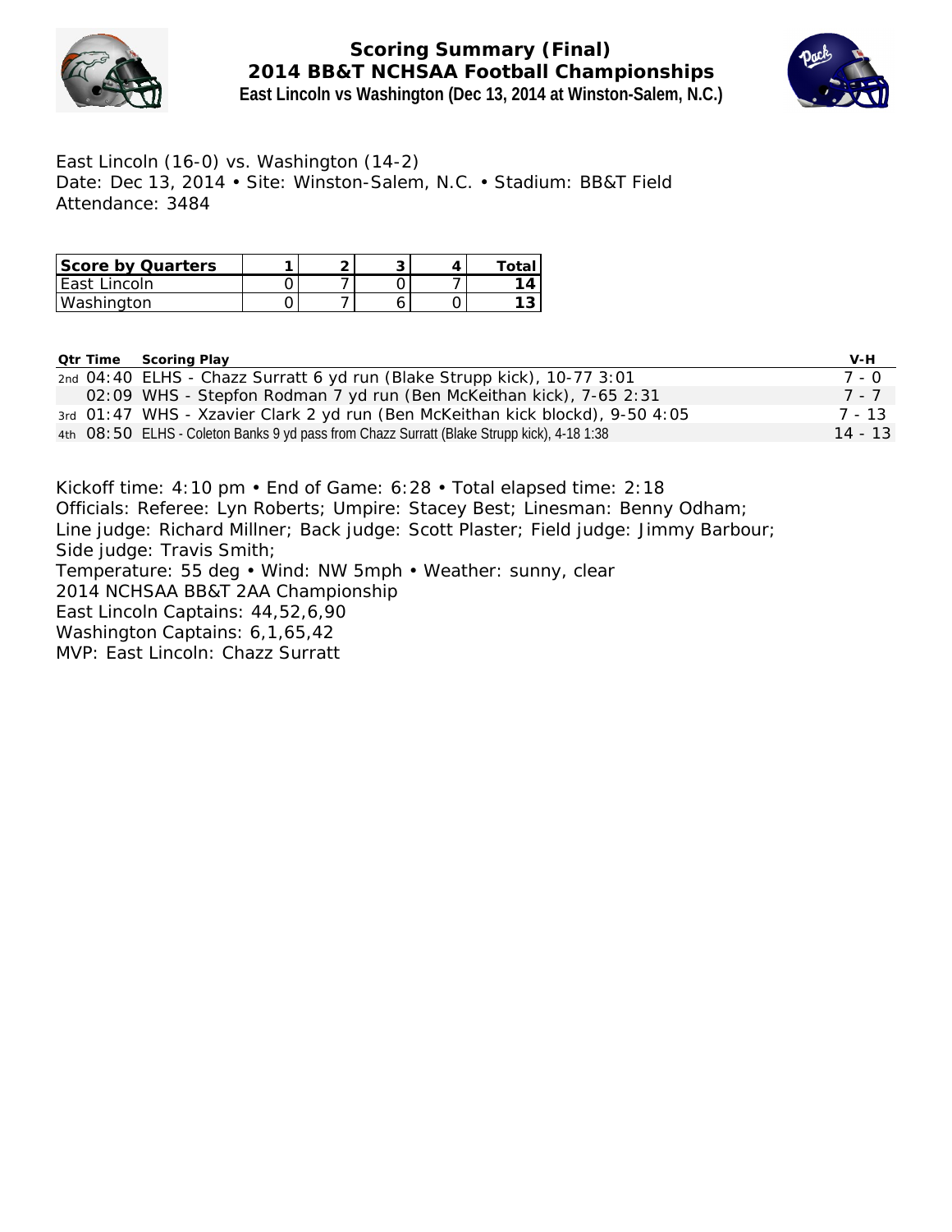# Scoring Summary (Final)
## 2014 BB&T NCHSAA Football Championships
### East Lincoln vs Washington (Dec 13, 2014 at Winston-Salem, N.C.)

East Lincoln (16-0) vs. Washington (14-2)
Date: Dec 13, 2014 • Site: Winston-Salem, N.C. • Stadium: BB&T Field
Attendance: 3484

| Score by Quarters | 1 | 2 | 3 | 4 | Total |
|---|---|---|---|---|---|
| East Lincoln | 0 | 7 | 0 | 7 | 14 |
| Washington | 0 | 7 | 6 | 0 | 13 |

| Qtr | Time | Scoring Play | V-H |
|---|---|---|---|
| 2nd | 04:40 | ELHS - Chazz Surratt 6 yd run (Blake Strupp kick), 10-77 3:01 | 7 - 0 |
| | 02:09 | WHS - Stepfon Rodman 7 yd run (Ben McKeithan kick), 7-65 2:31 | 7 - 7 |
| 3rd | 01:47 | WHS - Xzavier Clark 2 yd run (Ben McKeithan kick blockd), 9-50 4:05 | 7 - 13 |
| 4th | 08:50 | ELHS - Coleton Banks 9 yd pass from Chazz Surratt (Blake Strupp kick), 4-18 1:38 | 14 - 13 |

Kickoff time: 4:10 pm • End of Game: 6:28 • Total elapsed time: 2:18
Officials: Referee: Lyn Roberts; Umpire: Stacey Best; Linesman: Benny Odham;
Line judge: Richard Millner; Back judge: Scott Plaster; Field judge: Jimmy Barbour;
Side judge: Travis Smith;
Temperature: 55 deg • Wind: NW 5mph • Weather: sunny, clear
2014 NCHSAA BB&T 2AA Championship
East Lincoln Captains: 44,52,6,90
Washington Captains: 6,1,65,42
MVP: East Lincoln: Chazz Surratt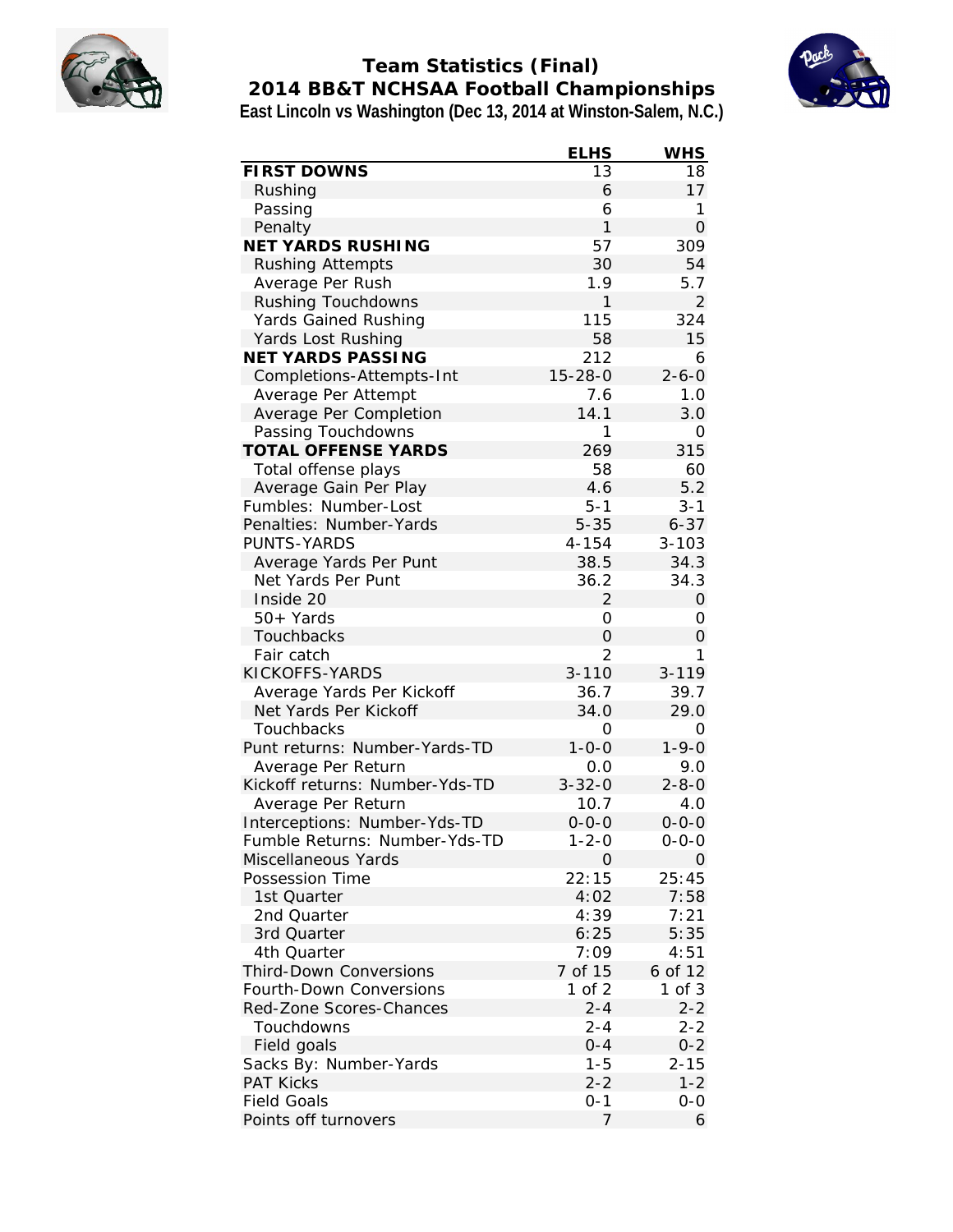# Team Statistics (Final)

## 2014 BB&T NCHSAA Football Championships

### East Lincoln vs Washington (Dec 13, 2014 at Winston-Salem, N.C.)

| | ELHS | WHS |
|---|---|---|
| **FIRST DOWNS** | 13 | 18 |
| Rushing | 6 | 17 |
| Passing | 6 | 1 |
| Penalty | 1 | 0 |
| **NET YARDS RUSHING** | 57 | 309 |
| Rushing Attempts | 30 | 54 |
| Average Per Rush | 1.9 | 5.7 |
| Rushing Touchdowns | 1 | 2 |
| Yards Gained Rushing | 115 | 324 |
| Yards Lost Rushing | 58 | 15 |
| **NET YARDS PASSING** | 212 | 6 |
| Completions-Attempts-Int | 15-28-0 | 2-6-0 |
| Average Per Attempt | 7.6 | 1.0 |
| Average Per Completion | 14.1 | 3.0 |
| Passing Touchdowns | 1 | 0 |
| **TOTAL OFFENSE YARDS** | 269 | 315 |
| Total offense plays | 58 | 60 |
| Average Gain Per Play | 4.6 | 5.2 |
| Fumbles: Number-Lost | 5-1 | 3-1 |
| Penalties: Number-Yards | 5-35 | 6-37 |
| PUNTS-YARDS | 4-154 | 3-103 |
| Average Yards Per Punt | 38.5 | 34.3 |
| Net Yards Per Punt | 36.2 | 34.3 |
| Inside 20 | 2 | 0 |
| 50+ Yards | 0 | 0 |
| Touchbacks | 0 | 0 |
| Fair catch | 2 | 1 |
| KICKOFFS-YARDS | 3-110 | 3-119 |
| Average Yards Per Kickoff | 36.7 | 39.7 |
| Net Yards Per Kickoff | 34.0 | 29.0 |
| Touchbacks | 0 | 0 |
| Punt returns: Number-Yards-TD | 1-0-0 | 1-9-0 |
| Average Per Return | 0.0 | 9.0 |
| Kickoff returns: Number-Yds-TD | 3-32-0 | 2-8-0 |
| Average Per Return | 10.7 | 4.0 |
| Interceptions: Number-Yds-TD | 0-0-0 | 0-0-0 |
| Fumble Returns: Number-Yds-TD | 1-2-0 | 0-0-0 |
| Miscellaneous Yards | 0 | 0 |
| Possession Time | 22:15 | 25:45 |
| 1st Quarter | 4:02 | 7:58 |
| 2nd Quarter | 4:39 | 7:21 |
| 3rd Quarter | 6:25 | 5:35 |
| 4th Quarter | 7:09 | 4:51 |
| Third-Down Conversions | 7 of 15 | 6 of 12 |
| Fourth-Down Conversions | 1 of 2 | 1 of 3 |
| Red-Zone Scores-Chances | 2-4 | 2-2 |
| Touchdowns | 2-4 | 2-2 |
| Field goals | 0-4 | 0-2 |
| Sacks By: Number-Yards | 1-5 | 2-15 |
| PAT Kicks | 2-2 | 1-2 |
| Field Goals | 0-1 | 0-0 |
| Points off turnovers | 7 | 6 |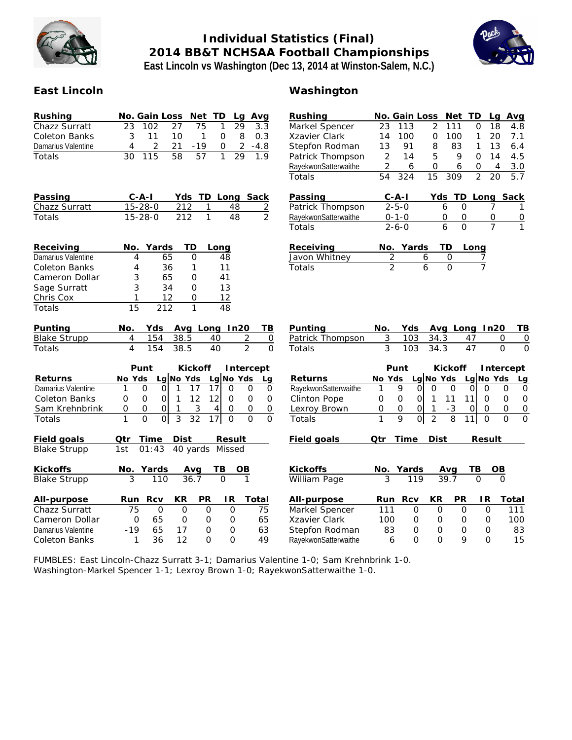# Individual Statistics (Final)
## 2014 BB&T NCHSAA Football Championships
### East Lincoln vs Washington (Dec 13, 2014 at Winston-Salem, N.C.)

## East Lincoln

| Rushing | No. | Gain | Loss | Net | TD | Lg | Avg |
|---|---|---|---|---|---|---|---|
| Chazz Surratt | 23 | 102 | 27 | 75 | 1 | 29 | 3.3 |
| Coleton Banks | 3 | 11 | 10 | 1 | 0 | 8 | 0.3 |
| Damarius Valentine | 4 | 2 | 21 | -19 | 0 | 2 | -4.8 |
| Totals | 30 | 115 | 58 | 57 | 1 | 29 | 1.9 |

| Passing | C-A-I | Yds | TD | Long | Sack |
|---|---|---|---|---|---|
| Chazz Surratt | 15-28-0 | 212 | 1 | 48 | 2 |
| Totals | 15-28-0 | 212 | 1 | 48 | 2 |

| Receiving | No. | Yards | TD | Long |
|---|---|---|---|---|
| Damarius Valentine | 4 | 65 | 0 | 48 |
| Coleton Banks | 4 | 36 | 1 | 11 |
| Cameron Dollar | 3 | 65 | 0 | 41 |
| Sage Surratt | 3 | 34 | 0 | 13 |
| Chris Cox | 1 | 12 | 0 | 12 |
| Totals | 15 | 212 | 1 | 48 |

| Punting | No. | Yds | Avg | Long | In20 | TB |
|---|---|---|---|---|---|---|
| Blake Strupp | 4 | 154 | 38.5 | 40 | 2 | 0 |
| Totals | 4 | 154 | 38.5 | 40 | 2 | 0 |

| | Punt | | | Kickoff | | | Intercept | | |
|---|---|---|---|---|---|---|---|---|---|
| Returns | No | Yds | Lg | No | Yds | Lg | No | Yds | Lg |
| Damarius Valentine | 1 | 0 | 0 | 1 | 17 | 17 | 0 | 0 | 0 |
| Coleton Banks | 0 | 0 | 0 | 1 | 12 | 12 | 0 | 0 | 0 |
| Sam Krehnbrink | 0 | 0 | 0 | 1 | 3 | 4 | 0 | 0 | 0 |
| Totals | 1 | 0 | 0 | 3 | 32 | 17 | 0 | 0 | 0 |

| Field goals | Qtr | Time | Dist | Result |
|---|---|---|---|---|
| Blake Strupp | 1st | 01:43 | 40 yards | Missed |

| Kickoffs | No. | Yards | Avg | TB | OB |
|---|---|---|---|---|---|
| Blake Strupp | 3 | 110 | 36.7 | 0 | 1 |

| All-purpose | Run | Rcv | KR | PR | IR | Total |
|---|---|---|---|---|---|---|
| Chazz Surratt | 75 | 0 | 0 | 0 | 0 | 75 |
| Cameron Dollar | 0 | 65 | 0 | 0 | 0 | 65 |
| Damarius Valentine | -19 | 65 | 17 | 0 | 0 | 63 |
| Coleton Banks | 1 | 36 | 12 | 0 | 0 | 49 |

## Washington

| Rushing | No. | Gain | Loss | Net | TD | Lg | Avg |
|---|---|---|---|---|---|---|---|
| Markel Spencer | 23 | 113 | 2 | 111 | 0 | 18 | 4.8 |
| Xzavier Clark | 14 | 100 | 0 | 100 | 1 | 20 | 7.1 |
| Stepfon Rodman | 13 | 91 | 8 | 83 | 1 | 13 | 6.4 |
| Patrick Thompson | 2 | 14 | 5 | 9 | 0 | 14 | 4.5 |
| RayekwonSatterwaithe | 2 | 6 | 0 | 6 | 0 | 4 | 3.0 |
| Totals | 54 | 324 | 15 | 309 | 2 | 20 | 5.7 |

| Passing | C-A-I | Yds | TD | Long | Sack |
|---|---|---|---|---|---|
| Patrick Thompson | 2-5-0 | 6 | 0 | 7 | 1 |
| RayekwonSatterwaithe | 0-1-0 | 0 | 0 | 0 | 0 |
| Totals | 2-6-0 | 6 | 0 | 7 | 1 |

| Receiving | No. | Yards | TD | Long |
|---|---|---|---|---|
| Javon Whitney | 2 | 6 | 0 | 7 |
| Totals | 2 | 6 | 0 | 7 |

| Punting | No. | Yds | Avg | Long | In20 | TB |
|---|---|---|---|---|---|---|
| Patrick Thompson | 3 | 103 | 34.3 | 47 | 0 | 0 |
| Totals | 3 | 103 | 34.3 | 47 | 0 | 0 |

| | Punt | | | Kickoff | | | Intercept | | |
|---|---|---|---|---|---|---|---|---|---|
| Returns | No | Yds | Lg | No | Yds | Lg | No | Yds | Lg |
| RayekwonSatterwaithe | 1 | 9 | 0 | 0 | 0 | 0 | 0 | 0 | 0 |
| Clinton Pope | 0 | 0 | 0 | 1 | 11 | 11 | 0 | 0 | 0 |
| Lexroy Brown | 0 | 0 | 0 | 1 | -3 | 0 | 0 | 0 | 0 |
| Totals | 1 | 9 | 0 | 2 | 8 | 11 | 0 | 0 | 0 |

| Field goals | Qtr | Time | Dist | Result |
|---|---|---|---|---|

| Kickoffs | No. | Yards | Avg | TB | OB |
|---|---|---|---|---|---|
| William Page | 3 | 119 | 39.7 | 0 | 0 |

| All-purpose | Run | Rcv | KR | PR | IR | Total |
|---|---|---|---|---|---|---|
| Markel Spencer | 111 | 0 | 0 | 0 | 0 | 111 |
| Xzavier Clark | 100 | 0 | 0 | 0 | 0 | 100 |
| Stepfon Rodman | 83 | 0 | 0 | 0 | 0 | 83 |
| RayekwonSatterwaithe | 6 | 0 | 0 | 9 | 0 | 15 |

FUMBLES: East Lincoln-Chazz Surratt 3-1; Damarius Valentine 1-0; Sam Krehnbrink 1-0.
Washington-Markel Spencer 1-1; Lexroy Brown 1-0; RayekwonSatterwaithe 1-0.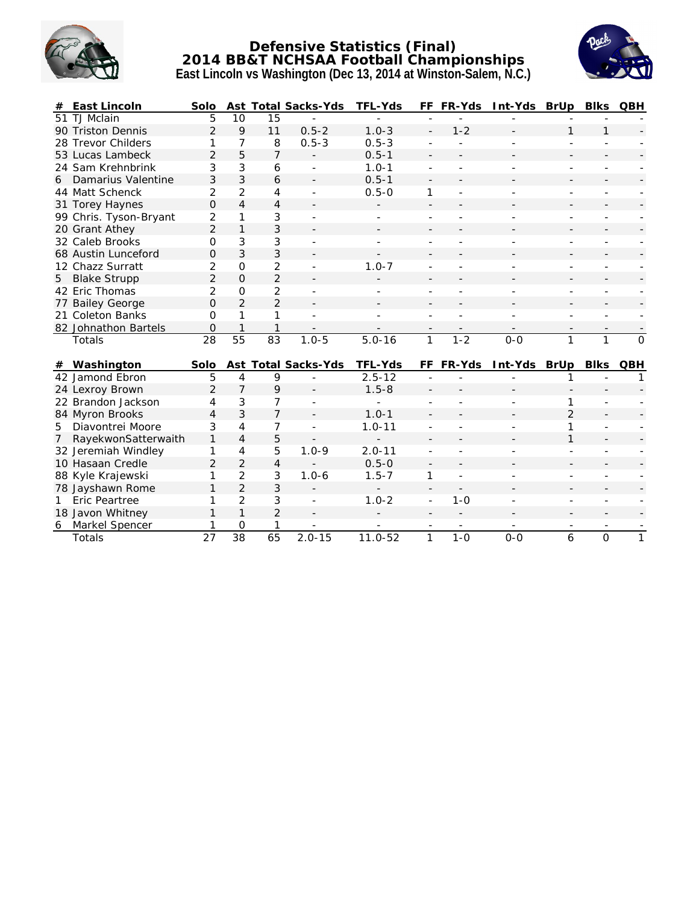# Defensive Statistics (Final)
## 2014 BB&T NCHSAA Football Championships
### East Lincoln vs Washington (Dec 13, 2014 at Winston-Salem, N.C.)

| # | East Lincoln | Solo | Ast | Total | Sacks-Yds | TFL-Yds | FF | FR-Yds | Int-Yds | BrUp | Blks | QBH |
|---|---|---|---|---|---|---|---|---|---|---|---|---|
| 51 | TJ Mclain | 5 | 10 | 15 | - | - | - | - | - | - | - | - |
| 90 | Triston Dennis | 2 | 9 | 11 | 0.5-2 | 1.0-3 | - | 1-2 | - | 1 | 1 | - |
| 28 | Trevor Childers | 1 | 7 | 8 | 0.5-3 | 0.5-3 | - | - | - | - | - | - |
| 53 | Lucas Lambeck | 2 | 5 | 7 | - | 0.5-1 | - | - | - | - | - | - |
| 24 | Sam Krehnbrink | 3 | 3 | 6 | - | 1.0-1 | - | - | - | - | - | - |
| 6 | Damarius Valentine | 3 | 3 | 6 | - | 0.5-1 | - | - | - | - | - | - |
| 44 | Matt Schenck | 2 | 2 | 4 | - | 0.5-0 | 1 | - | - | - | - | - |
| 31 | Torey Haynes | 0 | 4 | 4 | - | - | - | - | - | - | - | - |
| 99 | Chris. Tyson-Bryant | 2 | 1 | 3 | - | - | - | - | - | - | - | - |
| 20 | Grant Athey | 2 | 1 | 3 | - | - | - | - | - | - | - | - |
| 32 | Caleb Brooks | 0 | 3 | 3 | - | - | - | - | - | - | - | - |
| 68 | Austin Lunceford | 0 | 3 | 3 | - | - | - | - | - | - | - | - |
| 12 | Chazz Surratt | 2 | 0 | 2 | - | 1.0-7 | - | - | - | - | - | - |
| 5 | Blake Strupp | 2 | 0 | 2 | - | - | - | - | - | - | - | - |
| 42 | Eric Thomas | 2 | 0 | 2 | - | - | - | - | - | - | - | - |
| 77 | Bailey George | 0 | 2 | 2 | - | - | - | - | - | - | - | - |
| 21 | Coleton Banks | 0 | 1 | 1 | - | - | - | - | - | - | - | - |
| 82 | Johnathon Bartels | 0 | 1 | 1 | - | - | - | - | - | - | - | - |
| | Totals | 28 | 55 | 83 | 1.0-5 | 5.0-16 | 1 | 1-2 | 0-0 | 1 | 1 | 0 |

| # | Washington | Solo | Ast | Total | Sacks-Yds | TFL-Yds | FF | FR-Yds | Int-Yds | BrUp | Blks | QBH |
|---|---|---|---|---|---|---|---|---|---|---|---|---|
| 42 | Jamond Ebron | 5 | 4 | 9 | - | 2.5-12 | - | - | - | 1 | - | 1 |
| 24 | Lexroy Brown | 2 | 7 | 9 | - | 1.5-8 | - | - | - | - | - | - |
| 22 | Brandon Jackson | 4 | 3 | 7 | - | - | - | - | - | 1 | - | - |
| 84 | Myron Brooks | 4 | 3 | 7 | - | 1.0-1 | - | - | - | 2 | - | - |
| 5 | Diavontrei Moore | 3 | 4 | 7 | - | 1.0-11 | - | - | - | 1 | - | - |
| 7 | RayekwonSatterwaith | 1 | 4 | 5 | - | - | - | - | - | 1 | - | - |
| 32 | Jeremiah Windley | 1 | 4 | 5 | 1.0-9 | 2.0-11 | - | - | - | - | - | - |
| 10 | Hasaan Credle | 2 | 2 | 4 | - | 0.5-0 | - | - | - | - | - | - |
| 88 | Kyle Krajewski | 1 | 2 | 3 | 1.0-6 | 1.5-7 | 1 | - | - | - | - | - |
| 78 | Jayshawn Rome | 1 | 2 | 3 | - | - | - | - | - | - | - | - |
| 1 | Eric Peartree | 1 | 2 | 3 | - | 1.0-2 | - | 1-0 | - | - | - | - |
| 18 | Javon Whitney | 1 | 1 | 2 | - | - | - | - | - | - | - | - |
| 6 | Markel Spencer | 1 | 0 | 1 | - | - | - | - | - | - | - | - |
| | Totals | 27 | 38 | 65 | 2.0-15 | 11.0-52 | 1 | 1-0 | 0-0 | 6 | 0 | 1 |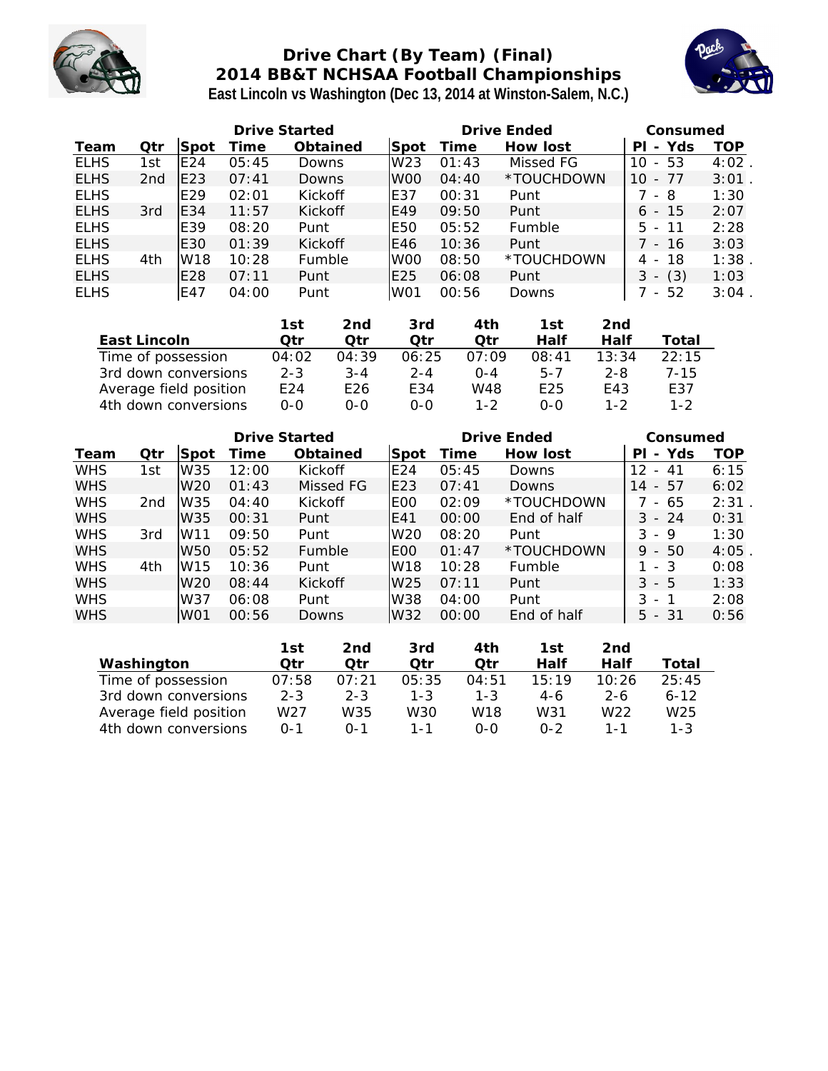# Drive Chart (By Team) (Final)
## 2014 BB&T NCHSAA Football Championships
### East Lincoln vs Washington (Dec 13, 2014 at Winston-Salem, N.C.)

| | | Drive Started | | | Drive Ended | | | Consumed | |
|---|---|---|---|---|---|---|---|---|---|
| **Team** | **Qtr** | **Spot** | **Time** | **Obtained** | **Spot** | **Time** | **How lost** | **Pl - Yds** | **TOP** |
| ELHS | 1st | E24 | 05:45 | Downs | W23 | 01:43 | Missed FG | 10 - 53 | 4:02 . |
| ELHS | 2nd | E23 | 07:41 | Downs | W00 | 04:40 | *TOUCHDOWN | 10 - 77 | 3:01 . |
| ELHS | | E29 | 02:01 | Kickoff | E37 | 00:31 | Punt | 7 - 8 | 1:30 |
| ELHS | 3rd | E34 | 11:57 | Kickoff | E49 | 09:50 | Punt | 6 - 15 | 2:07 |
| ELHS | | E39 | 08:20 | Punt | E50 | 05:52 | Fumble | 5 - 11 | 2:28 |
| ELHS | | E30 | 01:39 | Kickoff | E46 | 10:36 | Punt | 7 - 16 | 3:03 |
| ELHS | 4th | W18 | 10:28 | Fumble | W00 | 08:50 | *TOUCHDOWN | 4 - 18 | 1:38 . |
| ELHS | | E28 | 07:11 | Punt | E25 | 06:08 | Punt | 3 - (3) | 1:03 |
| ELHS | | E47 | 04:00 | Punt | W01 | 00:56 | Downs | 7 - 52 | 3:04 . |

| East Lincoln | 1st Qtr | 2nd Qtr | 3rd Qtr | 4th Qtr | 1st Half | 2nd Half | Total |
|---|---|---|---|---|---|---|---|
| Time of possession | 04:02 | 04:39 | 06:25 | 07:09 | 08:41 | 13:34 | 22:15 |
| 3rd down conversions | 2-3 | 3-4 | 2-4 | 0-4 | 5-7 | 2-8 | 7-15 |
| Average field position | E24 | E26 | E34 | W48 | E25 | E43 | E37 |
| 4th down conversions | 0-0 | 0-0 | 0-0 | 1-2 | 0-0 | 1-2 | 1-2 |

| | | Drive Started | | | Drive Ended | | | Consumed | |
|---|---|---|---|---|---|---|---|---|---|
| **Team** | **Qtr** | **Spot** | **Time** | **Obtained** | **Spot** | **Time** | **How lost** | **Pl - Yds** | **TOP** |
| WHS | 1st | W35 | 12:00 | Kickoff | E24 | 05:45 | Downs | 12 - 41 | 6:15 |
| WHS | | W20 | 01:43 | Missed FG | E23 | 07:41 | Downs | 14 - 57 | 6:02 |
| WHS | 2nd | W35 | 04:40 | Kickoff | E00 | 02:09 | *TOUCHDOWN | 7 - 65 | 2:31 . |
| WHS | | W35 | 00:31 | Punt | E41 | 00:00 | End of half | 3 - 24 | 0:31 |
| WHS | 3rd | W11 | 09:50 | Punt | W20 | 08:20 | Punt | 3 - 9 | 1:30 |
| WHS | | W50 | 05:52 | Fumble | E00 | 01:47 | *TOUCHDOWN | 9 - 50 | 4:05 . |
| WHS | 4th | W15 | 10:36 | Punt | W18 | 10:28 | Fumble | 1 - 3 | 0:08 |
| WHS | | W20 | 08:44 | Kickoff | W25 | 07:11 | Punt | 3 - 5 | 1:33 |
| WHS | | W37 | 06:08 | Punt | W38 | 04:00 | Punt | 3 - 1 | 2:08 |
| WHS | | W01 | 00:56 | Downs | W32 | 00:00 | End of half | 5 - 31 | 0:56 |

| Washington | 1st Qtr | 2nd Qtr | 3rd Qtr | 4th Qtr | 1st Half | 2nd Half | Total |
|---|---|---|---|---|---|---|---|
| Time of possession | 07:58 | 07:21 | 05:35 | 04:51 | 15:19 | 10:26 | 25:45 |
| 3rd down conversions | 2-3 | 2-3 | 1-3 | 1-3 | 4-6 | 2-6 | 6-12 |
| Average field position | W27 | W35 | W30 | W18 | W31 | W22 | W25 |
| 4th down conversions | 0-1 | 0-1 | 1-1 | 0-0 | 0-2 | 1-1 | 1-3 |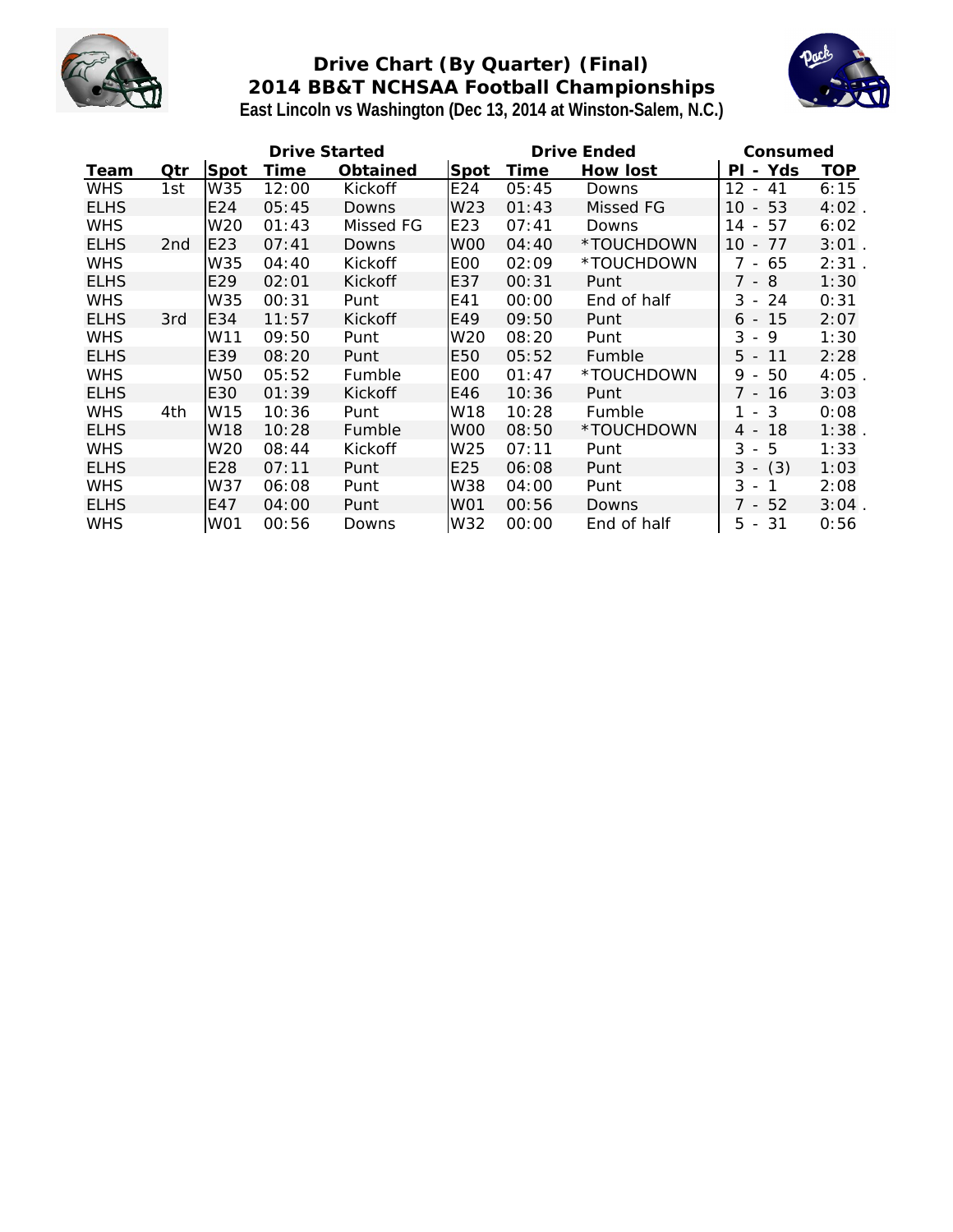# Drive Chart (By Quarter) (Final)
## 2014 BB&T NCHSAA Football Championships
### East Lincoln vs Washington (Dec 13, 2014 at Winston-Salem, N.C.)

| | | Drive Started | | | Drive Ended | | | Consumed | |
|---|---|---|---|---|---|---|---|---|---|
| **Team** | **Qtr** | **Spot** | **Time** | **Obtained** | **Spot** | **Time** | **How lost** | **Pl - Yds** | **TOP** |
| WHS | 1st | W35 | 12:00 | Kickoff | E24 | 05:45 | Downs | 12 - 41 | 6:15 |
| ELHS | | E24 | 05:45 | Downs | W23 | 01:43 | Missed FG | 10 - 53 | 4:02 . |
| WHS | | W20 | 01:43 | Missed FG | E23 | 07:41 | Downs | 14 - 57 | 6:02 |
| ELHS | 2nd | E23 | 07:41 | Downs | W00 | 04:40 | *TOUCHDOWN | 10 - 77 | 3:01 . |
| WHS | | W35 | 04:40 | Kickoff | E00 | 02:09 | *TOUCHDOWN | 7 - 65 | 2:31 . |
| ELHS | | E29 | 02:01 | Kickoff | E37 | 00:31 | Punt | 7 - 8 | 1:30 |
| WHS | | W35 | 00:31 | Punt | E41 | 00:00 | End of half | 3 - 24 | 0:31 |
| ELHS | 3rd | E34 | 11:57 | Kickoff | E49 | 09:50 | Punt | 6 - 15 | 2:07 |
| WHS | | W11 | 09:50 | Punt | W20 | 08:20 | Punt | 3 - 9 | 1:30 |
| ELHS | | E39 | 08:20 | Punt | E50 | 05:52 | Fumble | 5 - 11 | 2:28 |
| WHS | | W50 | 05:52 | Fumble | E00 | 01:47 | *TOUCHDOWN | 9 - 50 | 4:05 . |
| ELHS | | E30 | 01:39 | Kickoff | E46 | 10:36 | Punt | 7 - 16 | 3:03 |
| WHS | 4th | W15 | 10:36 | Punt | W18 | 10:28 | Fumble | 1 - 3 | 0:08 |
| ELHS | | W18 | 10:28 | Fumble | W00 | 08:50 | *TOUCHDOWN | 4 - 18 | 1:38 . |
| WHS | | W20 | 08:44 | Kickoff | W25 | 07:11 | Punt | 3 - 5 | 1:33 |
| ELHS | | E28 | 07:11 | Punt | E25 | 06:08 | Punt | 3 - (3) | 1:03 |
| WHS | | W37 | 06:08 | Punt | W38 | 04:00 | Punt | 3 - 1 | 2:08 |
| ELHS | | E47 | 04:00 | Punt | W01 | 00:56 | Downs | 7 - 52 | 3:04 . |
| WHS | | W01 | 00:56 | Downs | W32 | 00:00 | End of half | 5 - 31 | 0:56 |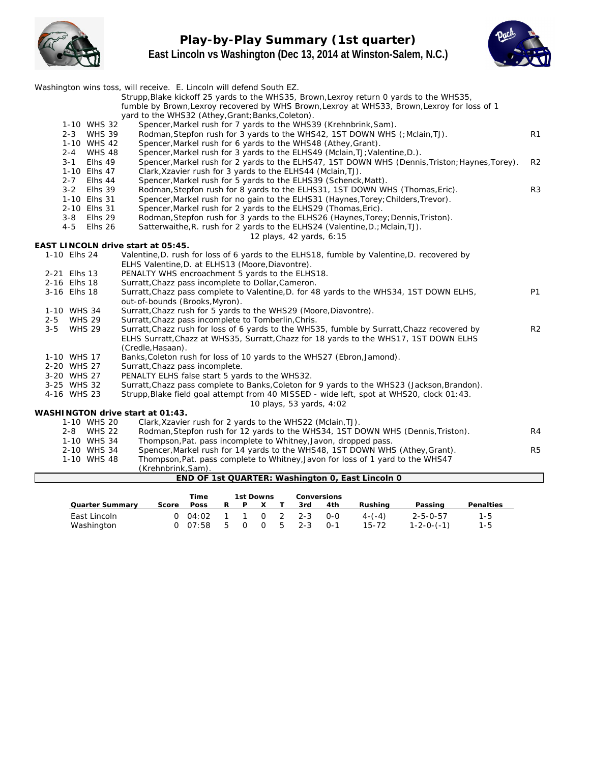# Play-by-Play Summary (1st quarter)

## East Lincoln vs Washington (Dec 13, 2014 at Winston-Salem, N.C.)

Washington wins toss, will receive. E. Lincoln will defend South EZ.

| | | |
|---|---|---|
| | Strupp,Blake kickoff 25 yards to the WHS35, Brown,Lexroy return 0 yards to the WHS35, fumble by Brown,Lexroy recovered by WHS Brown,Lexroy at WHS33, Brown,Lexroy for loss of 1 yard to the WHS32 (Athey,Grant;Banks,Coleton). | |
| 1-10 WHS 32 | Spencer,Markel rush for 7 yards to the WHS39 (Krehnbrink,Sam). | |
| 2-3 WHS 39 | Rodman,Stepfon rush for 3 yards to the WHS42, 1ST DOWN WHS (;Mclain,TJ). | R1 |
| 1-10 WHS 42 | Spencer,Markel rush for 6 yards to the WHS48 (Athey,Grant). | |
| 2-4 WHS 48 | Spencer,Markel rush for 3 yards to the ELHS49 (Mclain,TJ;Valentine,D.). | |
| 3-1 Elhs 49 | Spencer,Markel rush for 2 yards to the ELHS47, 1ST DOWN WHS (Dennis,Triston;Haynes,Torey). | R2 |
| 1-10 Elhs 47 | Clark,Xzavier rush for 3 yards to the ELHS44 (Mclain,TJ). | |
| 2-7 Elhs 44 | Spencer,Markel rush for 5 yards to the ELHS39 (Schenck,Matt). | |
| 3-2 Elhs 39 | Rodman,Stepfon rush for 8 yards to the ELHS31, 1ST DOWN WHS (Thomas,Eric). | R3 |
| 1-10 Elhs 31 | Spencer,Markel rush for no gain to the ELHS31 (Haynes,Torey;Childers,Trevor). | |
| 2-10 Elhs 31 | Spencer,Markel rush for 2 yards to the ELHS29 (Thomas,Eric). | |
| 3-8 Elhs 29 | Rodman,Stepfon rush for 3 yards to the ELHS26 (Haynes,Torey;Dennis,Triston). | |
| 4-5 Elhs 26 | Satterwaithe,R. rush for 2 yards to the ELHS24 (Valentine,D.;Mclain,TJ). | |
| | 12 plays, 42 yards, 6:15 | |

**EAST LINCOLN drive start at 05:45.**

| | | |
|---|---|---|
| 1-10 Elhs 24 | Valentine,D. rush for loss of 6 yards to the ELHS18, fumble by Valentine,D. recovered by ELHS Valentine,D. at ELHS13 (Moore,Diavontre). | |
| 2-21 Elhs 13 | PENALTY WHS encroachment 5 yards to the ELHS18. | |
| 2-16 Elhs 18 | Surratt,Chazz pass incomplete to Dollar,Cameron. | |
| 3-16 Elhs 18 | Surratt,Chazz pass complete to Valentine,D. for 48 yards to the WHS34, 1ST DOWN ELHS, out-of-bounds (Brooks,Myron). | P1 |
| 1-10 WHS 34 | Surratt,Chazz rush for 5 yards to the WHS29 (Moore,Diavontre). | |
| 2-5 WHS 29 | Surratt,Chazz pass incomplete to Tomberlin,Chris. | |
| 3-5 WHS 29 | Surratt,Chazz rush for loss of 6 yards to the WHS35, fumble by Surratt,Chazz recovered by ELHS Surratt,Chazz at WHS35, Surratt,Chazz for 18 yards to the WHS17, 1ST DOWN ELHS (Credle,Hasaan). | R2 |
| 1-10 WHS 17 | Banks,Coleton rush for loss of 10 yards to the WHS27 (Ebron,Jamond). | |
| 2-20 WHS 27 | Surratt,Chazz pass incomplete. | |
| 3-20 WHS 27 | PENALTY ELHS false start 5 yards to the WHS32. | |
| 3-25 WHS 32 | Surratt,Chazz pass complete to Banks,Coleton for 9 yards to the WHS23 (Jackson,Brandon). | |
| 4-16 WHS 23 | Strupp,Blake field goal attempt from 40 MISSED - wide left, spot at WHS20, clock 01:43. | |
| | 10 plays, 53 yards, 4:02 | |

**WASHINGTON drive start at 01:43.**

| | | |
|---|---|---|
| 1-10 WHS 20 | Clark,Xzavier rush for 2 yards to the WHS22 (Mclain,TJ). | |
| 2-8 WHS 22 | Rodman,Stepfon rush for 12 yards to the WHS34, 1ST DOWN WHS (Dennis,Triston). | R4 |
| 1-10 WHS 34 | Thompson,Pat. pass incomplete to Whitney,Javon, dropped pass. | |
| 2-10 WHS 34 | Spencer,Markel rush for 14 yards to the WHS48, 1ST DOWN WHS (Athey,Grant). | R5 |
| 1-10 WHS 48 | Thompson,Pat. pass complete to Whitney,Javon for loss of 1 yard to the WHS47 (Krehnbrink,Sam). | |

**END OF 1st QUARTER: Washington 0, East Lincoln 0**

| Quarter Summary | Score | Time Poss | 1st Downs R | P | X | T | Conversions 3rd | 4th | Rushing | Passing | Penalties |
|---|---|---|---|---|---|---|---|---|---|---|---|
| East Lincoln | 0 | 04:02 | 1 | 1 | 0 | 2 | 2-3 | 0-0 | 4-(-4) | 2-5-0-57 | 1-5 |
| Washington | 0 | 07:58 | 5 | 0 | 0 | 5 | 2-3 | 0-1 | 15-72 | 1-2-0-(-1) | 1-5 |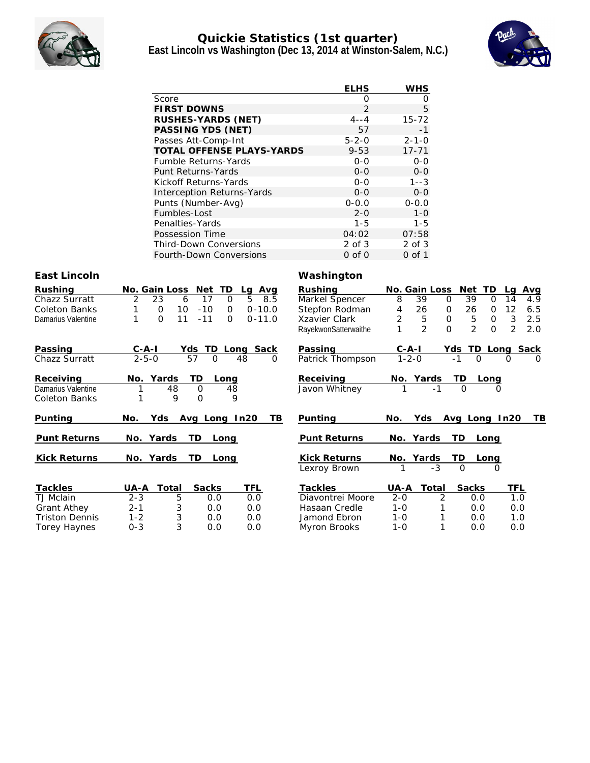# Quickie Statistics (1st quarter)

## East Lincoln vs Washington (Dec 13, 2014 at Winston-Salem, N.C.)

| | ELHS | WHS |
|---|---|---|
| Score | 0 | 0 |
| **FIRST DOWNS** | 2 | 5 |
| **RUSHES-YARDS (NET)** | 4--4 | 15-72 |
| **PASSING YDS (NET)** | 57 | -1 |
| Passes Att-Comp-Int | 5-2-0 | 2-1-0 |
| **TOTAL OFFENSE PLAYS-YARDS** | 9-53 | 17-71 |
| Fumble Returns-Yards | 0-0 | 0-0 |
| Punt Returns-Yards | 0-0 | 0-0 |
| Kickoff Returns-Yards | 0-0 | 1--3 |
| Interception Returns-Yards | 0-0 | 0-0 |
| Punts (Number-Avg) | 0-0.0 | 0-0.0 |
| Fumbles-Lost | 2-0 | 1-0 |
| Penalties-Yards | 1-5 | 1-5 |
| Possession Time | 04:02 | 07:58 |
| Third-Down Conversions | 2 of 3 | 2 of 3 |
| Fourth-Down Conversions | 0 of 0 | 0 of 1 |

### East Lincoln

| Rushing | No. | Gain | Loss | Net | TD | Lg | Avg |
|---|---|---|---|---|---|---|---|
| Chazz Surratt | 2 | 23 | 6 | 17 | 0 | 5 | 8.5 |
| Coleton Banks | 1 | 0 | 10 | -10 | 0 | 0 | -10.0 |
| Damarius Valentine | 1 | 0 | 11 | -11 | 0 | 0 | -11.0 |

| Passing | C-A-I | Yds | TD | Long | Sack |
|---|---|---|---|---|---|
| Chazz Surratt | 2-5-0 | 57 | 0 | 48 | 0 |

| Receiving | No. | Yards | TD | Long |
|---|---|---|---|---|
| Damarius Valentine | 1 | 48 | 0 | 48 |
| Coleton Banks | 1 | 9 | 0 | 9 |

| Punting | No. | Yds | Avg | Long | In20 | TB |
|---|---|---|---|---|---|---|

| Punt Returns | No. | Yards | TD | Long |
|---|---|---|---|---|

| Kick Returns | No. | Yards | TD | Long |
|---|---|---|---|---|

| Tackles | UA-A | Total | Sacks | TFL |
|---|---|---|---|---|
| TJ Mclain | 2-3 | 5 | 0.0 | 0.0 |
| Grant Athey | 2-1 | 3 | 0.0 | 0.0 |
| Triston Dennis | 1-2 | 3 | 0.0 | 0.0 |
| Torey Haynes | 0-3 | 3 | 0.0 | 0.0 |

### Washington

| Rushing | No. | Gain | Loss | Net | TD | Lg | Avg |
|---|---|---|---|---|---|---|---|
| Markel Spencer | 8 | 39 | 0 | 39 | 0 | 14 | 4.9 |
| Stepfon Rodman | 4 | 26 | 0 | 26 | 0 | 12 | 6.5 |
| Xzavier Clark | 2 | 5 | 0 | 5 | 0 | 3 | 2.5 |
| RayekwonSatterwaithe | 1 | 2 | 0 | 2 | 0 | 2 | 2.0 |

| Passing | C-A-I | Yds | TD | Long | Sack |
|---|---|---|---|---|---|
| Patrick Thompson | 1-2-0 | -1 | 0 | 0 | 0 |

| Receiving | No. | Yards | TD | Long |
|---|---|---|---|---|
| Javon Whitney | 1 | -1 | 0 | 0 |

| Punting | No. | Yds | Avg | Long | In20 | TB |
|---|---|---|---|---|---|---|

| Punt Returns | No. | Yards | TD | Long |
|---|---|---|---|---|

| Kick Returns | No. | Yards | TD | Long |
|---|---|---|---|---|
| Lexroy Brown | 1 | -3 | 0 | 0 |

| Tackles | UA-A | Total | Sacks | TFL |
|---|---|---|---|---|
| Diavontrei Moore | 2-0 | 2 | 0.0 | 1.0 |
| Hasaan Credle | 1-0 | 1 | 0.0 | 0.0 |
| Jamond Ebron | 1-0 | 1 | 0.0 | 1.0 |
| Myron Brooks | 1-0 | 1 | 0.0 | 0.0 |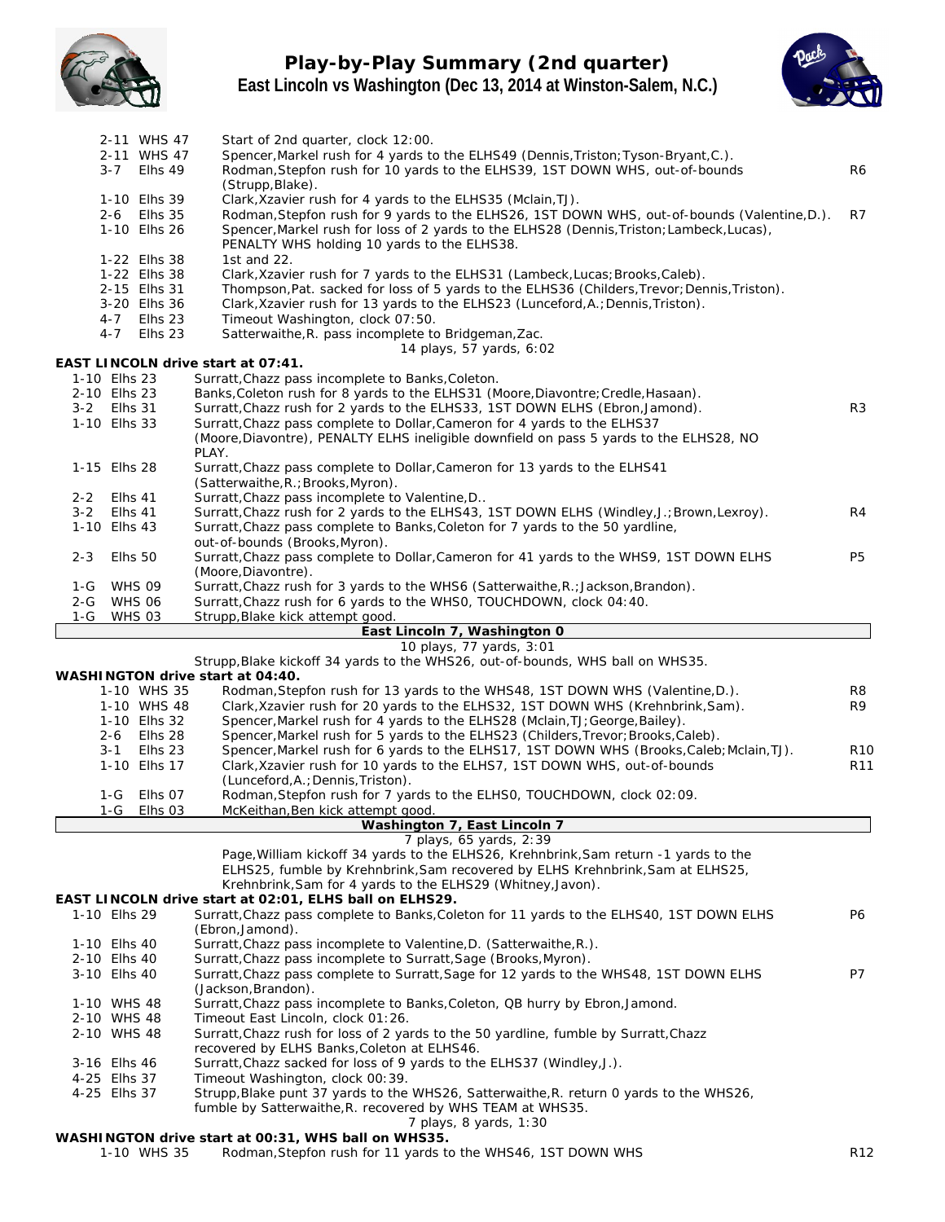# Play-by-Play Summary (2nd quarter)

## East Lincoln vs Washington (Dec 13, 2014 at Winston-Salem, N.C.)

| | | |
|---|---|---|
| 2-11 WHS 47 | Start of 2nd quarter, clock 12:00. | |
| 2-11 WHS 47 | Spencer,Markel rush for 4 yards to the ELHS49 (Dennis,Triston;Tyson-Bryant,C.). | |
| 3-7 Elhs 49 | Rodman,Stepfon rush for 10 yards to the ELHS39, 1ST DOWN WHS, out-of-bounds (Strupp,Blake). | R6 |
| 1-10 Elhs 39 | Clark,Xzavier rush for 4 yards to the ELHS35 (Mclain,TJ). | |
| 2-6 Elhs 35 | Rodman,Stepfon rush for 9 yards to the ELHS26, 1ST DOWN WHS, out-of-bounds (Valentine,D.). | R7 |
| 1-10 Elhs 26 | Spencer,Markel rush for loss of 2 yards to the ELHS28 (Dennis,Triston;Lambeck,Lucas), PENALTY WHS holding 10 yards to the ELHS38. | |
| 1-22 Elhs 38 | 1st and 22. | |
| 1-22 Elhs 38 | Clark,Xzavier rush for 7 yards to the ELHS31 (Lambeck,Lucas;Brooks,Caleb). | |
| 2-15 Elhs 31 | Thompson,Pat. sacked for loss of 5 yards to the ELHS36 (Childers,Trevor;Dennis,Triston). | |
| 3-20 Elhs 36 | Clark,Xzavier rush for 13 yards to the ELHS23 (Lunceford,A.;Dennis,Triston). | |
| 4-7 Elhs 23 | Timeout Washington, clock 07:50. | |
| 4-7 Elhs 23 | Satterwaithe,R. pass incomplete to Bridgeman,Zac. | |
| | 14 plays, 57 yards, 6:02 | |

**EAST LINCOLN drive start at 07:41.**

| | | |
|---|---|---|
| 1-10 Elhs 23 | Surratt,Chazz pass incomplete to Banks,Coleton. | |
| 2-10 Elhs 23 | Banks,Coleton rush for 8 yards to the ELHS31 (Moore,Diavontre;Credle,Hasaan). | |
| 3-2 Elhs 31 | Surratt,Chazz rush for 2 yards to the ELHS33, 1ST DOWN ELHS (Ebron,Jamond). | R3 |
| 1-10 Elhs 33 | Surratt,Chazz pass complete to Dollar,Cameron for 4 yards to the ELHS37 (Moore,Diavontre), PENALTY ELHS ineligible downfield on pass 5 yards to the ELHS28, NO PLAY. | |
| 1-15 Elhs 28 | Surratt,Chazz pass complete to Dollar,Cameron for 13 yards to the ELHS41 (Satterwaithe,R.;Brooks,Myron). | |
| 2-2 Elhs 41 | Surratt,Chazz pass incomplete to Valentine,D.. | |
| 3-2 Elhs 41 | Surratt,Chazz rush for 2 yards to the ELHS43, 1ST DOWN ELHS (Windley,J.;Brown,Lexroy). | R4 |
| 1-10 Elhs 43 | Surratt,Chazz pass complete to Banks,Coleton for 7 yards to the 50 yardline, out-of-bounds (Brooks,Myron). | |
| 2-3 Elhs 50 | Surratt,Chazz pass complete to Dollar,Cameron for 41 yards to the WHS9, 1ST DOWN ELHS (Moore,Diavontre). | P5 |
| 1-G WHS 09 | Surratt,Chazz rush for 3 yards to the WHS6 (Satterwaithe,R.;Jackson,Brandon). | |
| 2-G WHS 06 | Surratt,Chazz rush for 6 yards to the WHS0, TOUCHDOWN, clock 04:40. | |
| 1-G WHS 03 | Strupp,Blake kick attempt good. | |
| | **East Lincoln 7, Washington 0** | |
| | 10 plays, 77 yards, 3:01 | |
| | Strupp,Blake kickoff 34 yards to the WHS26, out-of-bounds, WHS ball on WHS35. | |

**WASHINGTON drive start at 04:40.**

| | | |
|---|---|---|
| 1-10 WHS 35 | Rodman,Stepfon rush for 13 yards to the WHS48, 1ST DOWN WHS (Valentine,D.). | R8 |
| 1-10 WHS 48 | Clark,Xzavier rush for 20 yards to the ELHS32, 1ST DOWN WHS (Krehnbrink,Sam). | R9 |
| 1-10 Elhs 32 | Spencer,Markel rush for 4 yards to the ELHS28 (Mclain,TJ;George,Bailey). | |
| 2-6 Elhs 28 | Spencer,Markel rush for 5 yards to the ELHS23 (Childers,Trevor;Brooks,Caleb). | |
| 3-1 Elhs 23 | Spencer,Markel rush for 6 yards to the ELHS17, 1ST DOWN WHS (Brooks,Caleb;Mclain,TJ). | R10 |
| 1-10 Elhs 17 | Clark,Xzavier rush for 10 yards to the ELHS7, 1ST DOWN WHS, out-of-bounds (Lunceford,A.;Dennis,Triston). | R11 |
| 1-G Elhs 07 | Rodman,Stepfon rush for 7 yards to the ELHS0, TOUCHDOWN, clock 02:09. | |
| 1-G Elhs 03 | McKeithan,Ben kick attempt good. | |
| | **Washington 7, East Lincoln 7** | |
| | 7 plays, 65 yards, 2:39 | |
| | Page,William kickoff 34 yards to the ELHS26, Krehnbrink,Sam return -1 yards to the ELHS25, fumble by Krehnbrink,Sam recovered by ELHS Krehnbrink,Sam at ELHS25, Krehnbrink,Sam for 4 yards to the ELHS29 (Whitney,Javon). | |

**EAST LINCOLN drive start at 02:01, ELHS ball on ELHS29.**

| | | |
|---|---|---|
| 1-10 Elhs 29 | Surratt,Chazz pass complete to Banks,Coleton for 11 yards to the ELHS40, 1ST DOWN ELHS (Ebron,Jamond). | P6 |
| 1-10 Elhs 40 | Surratt,Chazz pass incomplete to Valentine,D. (Satterwaithe,R.). | |
| 2-10 Elhs 40 | Surratt,Chazz pass incomplete to Surratt,Sage (Brooks,Myron). | |
| 3-10 Elhs 40 | Surratt,Chazz pass complete to Surratt,Sage for 12 yards to the WHS48, 1ST DOWN ELHS (Jackson,Brandon). | P7 |
| 1-10 WHS 48 | Surratt,Chazz pass incomplete to Banks,Coleton, QB hurry by Ebron,Jamond. | |
| 2-10 WHS 48 | Timeout East Lincoln, clock 01:26. | |
| 2-10 WHS 48 | Surratt,Chazz rush for loss of 2 yards to the 50 yardline, fumble by Surratt,Chazz recovered by ELHS Banks,Coleton at ELHS46. | |
| 3-16 Elhs 46 | Surratt,Chazz sacked for loss of 9 yards to the ELHS37 (Windley,J.). | |
| 4-25 Elhs 37 | Timeout Washington, clock 00:39. | |
| 4-25 Elhs 37 | Strupp,Blake punt 37 yards to the WHS26, Satterwaithe,R. return 0 yards to the WHS26, fumble by Satterwaithe,R. recovered by WHS TEAM at WHS35. | |
| | 7 plays, 8 yards, 1:30 | |

**WASHINGTON drive start at 00:31, WHS ball on WHS35.**

| | | |
|---|---|---|
| 1-10 WHS 35 | Rodman,Stepfon rush for 11 yards to the WHS46, 1ST DOWN WHS | R12 |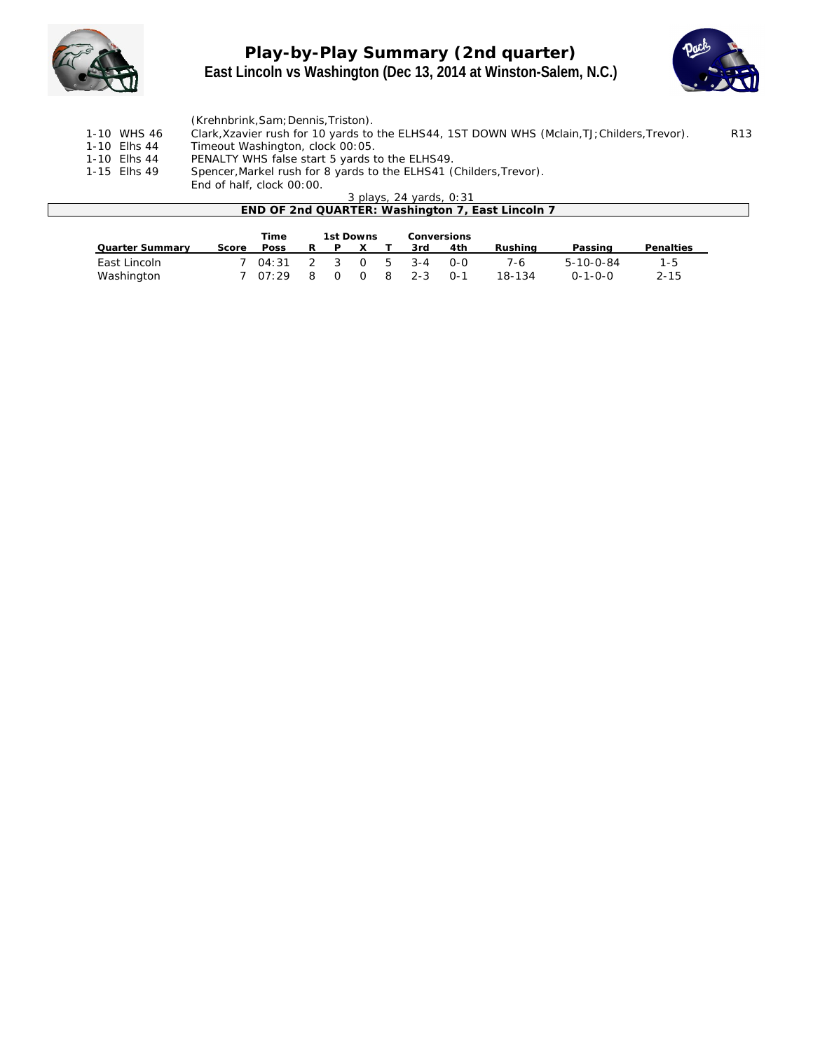# Play-by-Play Summary (2nd quarter)

## East Lincoln vs Washington (Dec 13, 2014 at Winston-Salem, N.C.)

| | | |
|---|---|---|
| | (Krehnbrink,Sam;Dennis,Triston). | |
| 1-10 WHS 46 | Clark,Xzavier rush for 10 yards to the ELHS44, 1ST DOWN WHS (Mclain,TJ;Childers,Trevor). | R13 |
| 1-10 Elhs 44 | Timeout Washington, clock 00:05. | |
| 1-10 Elhs 44 | PENALTY WHS false start 5 yards to the ELHS49. | |
| 1-15 Elhs 49 | Spencer,Markel rush for 8 yards to the ELHS41 (Childers,Trevor). | |
| | End of half, clock 00:00. | |

3 plays, 24 yards, 0:31

**END OF 2nd QUARTER: Washington 7, East Lincoln 7**

| Quarter Summary | Score | Time Poss | 1st Downs R | P | X | T | Conversions 3rd | 4th | Rushing | Passing | Penalties |
|---|---|---|---|---|---|---|---|---|---|---|---|
| East Lincoln | 7 | 04:31 | 2 | 3 | 0 | 5 | 3-4 | 0-0 | 7-6 | 5-10-0-84 | 1-5 |
| Washington | 7 | 07:29 | 8 | 0 | 0 | 8 | 2-3 | 0-1 | 18-134 | 0-1-0-0 | 2-15 |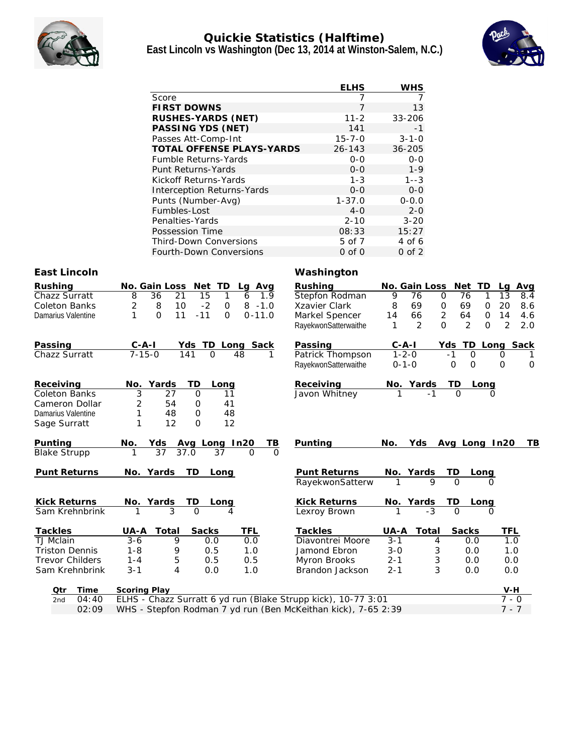# Quickie Statistics (Halftime)

## East Lincoln vs Washington (Dec 13, 2014 at Winston-Salem, N.C.)

| | ELHS | WHS |
|---|---|---|
| Score | 7 | 7 |
| **FIRST DOWNS** | 7 | 13 |
| **RUSHES-YARDS (NET)** | 11-2 | 33-206 |
| **PASSING YDS (NET)** | 141 | -1 |
| Passes Att-Comp-Int | 15-7-0 | 3-1-0 |
| **TOTAL OFFENSE PLAYS-YARDS** | 26-143 | 36-205 |
| Fumble Returns-Yards | 0-0 | 0-0 |
| Punt Returns-Yards | 0-0 | 1-9 |
| Kickoff Returns-Yards | 1-3 | 1--3 |
| Interception Returns-Yards | 0-0 | 0-0 |
| Punts (Number-Avg) | 1-37.0 | 0-0.0 |
| Fumbles-Lost | 4-0 | 2-0 |
| Penalties-Yards | 2-10 | 3-20 |
| Possession Time | 08:33 | 15:27 |
| Third-Down Conversions | 5 of 7 | 4 of 6 |
| Fourth-Down Conversions | 0 of 0 | 0 of 2 |

### East Lincoln

| Rushing | No. | Gain | Loss | Net | TD | Lg | Avg |
|---|---|---|---|---|---|---|---|
| Chazz Surratt | 8 | 36 | 21 | 15 | 1 | 6 | 1.9 |
| Coleton Banks | 2 | 8 | 10 | -2 | 0 | 8 | -1.0 |
| Damarius Valentine | 1 | 0 | 11 | -11 | 0 | 0 | -11.0 |

| Passing | C-A-I | Yds | TD | Long | Sack |
|---|---|---|---|---|---|
| Chazz Surratt | 7-15-0 | 141 | 0 | 48 | 1 |

| Receiving | No. | Yards | TD | Long |
|---|---|---|---|---|
| Coleton Banks | 3 | 27 | 0 | 11 |
| Cameron Dollar | 2 | 54 | 0 | 41 |
| Damarius Valentine | 1 | 48 | 0 | 48 |
| Sage Surratt | 1 | 12 | 0 | 12 |

| Punting | No. | Yds | Avg | Long | In20 | TB |
|---|---|---|---|---|---|---|
| Blake Strupp | 1 | 37 | 37.0 | 37 | 0 | 0 |

| Punt Returns | No. | Yards | TD | Long |
|---|---|---|---|---|

| Kick Returns | No. | Yards | TD | Long |
|---|---|---|---|---|
| Sam Krehnbrink | 1 | 3 | 0 | 4 |

| Tackles | UA-A | Total | Sacks | TFL |
|---|---|---|---|---|
| TJ Mclain | 3-6 | 9 | 0.0 | 0.0 |
| Triston Dennis | 1-8 | 9 | 0.5 | 1.0 |
| Trevor Childers | 1-4 | 5 | 0.5 | 0.5 |
| Sam Krehnbrink | 3-1 | 4 | 0.0 | 1.0 |

### Washington

| Rushing | No. | Gain | Loss | Net | TD | Lg | Avg |
|---|---|---|---|---|---|---|---|
| Stepfon Rodman | 9 | 76 | 0 | 76 | 1 | 13 | 8.4 |
| Xzavier Clark | 8 | 69 | 0 | 69 | 0 | 20 | 8.6 |
| Markel Spencer | 14 | 66 | 2 | 64 | 0 | 14 | 4.6 |
| RayekwonSatterwaithe | 1 | 2 | 0 | 2 | 0 | 2 | 2.0 |

| Passing | C-A-I | Yds | TD | Long | Sack |
|---|---|---|---|---|---|
| Patrick Thompson | 1-2-0 | -1 | 0 | 0 | 1 |
| RayekwonSatterwaithe | 0-1-0 | 0 | 0 | 0 | 0 |

| Receiving | No. | Yards | TD | Long |
|---|---|---|---|---|
| Javon Whitney | 1 | -1 | 0 | 0 |

| Punting | No. | Yds | Avg | Long | In20 | TB |
|---|---|---|---|---|---|---|

| Punt Returns | No. | Yards | TD | Long |
|---|---|---|---|---|
| RayekwonSatterw | 1 | 9 | 0 | 0 |

| Kick Returns | No. | Yards | TD | Long |
|---|---|---|---|---|
| Lexroy Brown | 1 | -3 | 0 | 0 |

| Tackles | UA-A | Total | Sacks | TFL |
|---|---|---|---|---|
| Diavontrei Moore | 3-1 | 4 | 0.0 | 1.0 |
| Jamond Ebron | 3-0 | 3 | 0.0 | 1.0 |
| Myron Brooks | 2-1 | 3 | 0.0 | 0.0 |
| Brandon Jackson | 2-1 | 3 | 0.0 | 0.0 |

### Scoring

| Qtr | Time | Scoring Play | V-H |
|---|---|---|---|
| 2nd | 04:40 | ELHS - Chazz Surratt 6 yd run (Blake Strupp kick), 10-77 3:01 | 7 - 0 |
| | 02:09 | WHS - Stepfon Rodman 7 yd run (Ben McKeithan kick), 7-65 2:39 | 7 - 7 |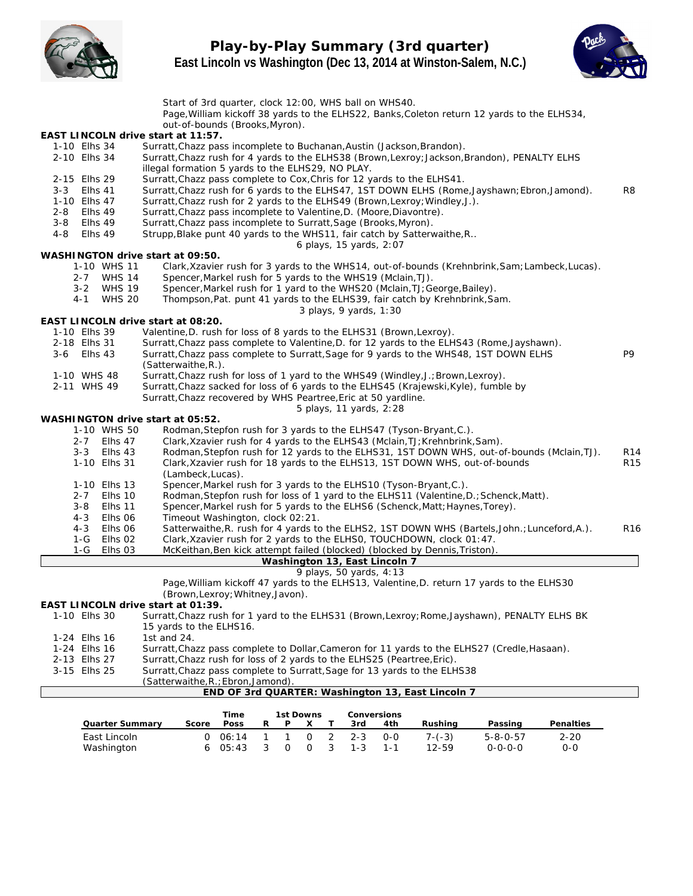# Play-by-Play Summary (3rd quarter)

## East Lincoln vs Washington (Dec 13, 2014 at Winston-Salem, N.C.)

Start of 3rd quarter, clock 12:00, WHS ball on WHS40.
Page,William kickoff 38 yards to the ELHS22, Banks,Coleton return 12 yards to the ELHS34, out-of-bounds (Brooks,Myron).

**EAST LINCOLN drive start at 11:57.**

| | | |
|---|---|---|
| 1-10 Elhs 34 | Surratt,Chazz pass incomplete to Buchanan,Austin (Jackson,Brandon). | |
| 2-10 Elhs 34 | Surratt,Chazz rush for 4 yards to the ELHS38 (Brown,Lexroy;Jackson,Brandon), PENALTY ELHS illegal formation 5 yards to the ELHS29, NO PLAY. | |
| 2-15 Elhs 29 | Surratt,Chazz pass complete to Cox,Chris for 12 yards to the ELHS41. | |
| 3-3 Elhs 41 | Surratt,Chazz rush for 6 yards to the ELHS47, 1ST DOWN ELHS (Rome,Jayshawn;Ebron,Jamond). | R8 |
| 1-10 Elhs 47 | Surratt,Chazz rush for 2 yards to the ELHS49 (Brown,Lexroy;Windley,J.). | |
| 2-8 Elhs 49 | Surratt,Chazz pass incomplete to Valentine,D. (Moore,Diavontre). | |
| 3-8 Elhs 49 | Surratt,Chazz pass incomplete to Surratt,Sage (Brooks,Myron). | |
| 4-8 Elhs 49 | Strupp,Blake punt 40 yards to the WHS11, fair catch by Satterwaithe,R.. | |
| | 6 plays, 15 yards, 2:07 | |

**WASHINGTON drive start at 09:50.**

| | | |
|---|---|---|
| 1-10 WHS 11 | Clark,Xzavier rush for 3 yards to the WHS14, out-of-bounds (Krehnbrink,Sam;Lambeck,Lucas). | |
| 2-7 WHS 14 | Spencer,Markel rush for 5 yards to the WHS19 (Mclain,TJ). | |
| 3-2 WHS 19 | Spencer,Markel rush for 1 yard to the WHS20 (Mclain,TJ;George,Bailey). | |
| 4-1 WHS 20 | Thompson,Pat. punt 41 yards to the ELHS39, fair catch by Krehnbrink,Sam. | |
| | 3 plays, 9 yards, 1:30 | |

**EAST LINCOLN drive start at 08:20.**

| | | |
|---|---|---|
| 1-10 Elhs 39 | Valentine,D. rush for loss of 8 yards to the ELHS31 (Brown,Lexroy). | |
| 2-18 Elhs 31 | Surratt,Chazz pass complete to Valentine,D. for 12 yards to the ELHS43 (Rome,Jayshawn). | |
| 3-6 Elhs 43 | Surratt,Chazz pass complete to Surratt,Sage for 9 yards to the WHS48, 1ST DOWN ELHS (Satterwaithe,R.). | P9 |
| 1-10 WHS 48 | Surratt,Chazz rush for loss of 1 yard to the WHS49 (Windley,J.;Brown,Lexroy). | |
| 2-11 WHS 49 | Surratt,Chazz sacked for loss of 6 yards to the ELHS45 (Krajewski,Kyle), fumble by Surratt,Chazz recovered by WHS Peartree,Eric at 50 yardline. | |
| | 5 plays, 11 yards, 2:28 | |

**WASHINGTON drive start at 05:52.**

| | | |
|---|---|---|
| 1-10 WHS 50 | Rodman,Stepfon rush for 3 yards to the ELHS47 (Tyson-Bryant,C.). | |
| 2-7 Elhs 47 | Clark,Xzavier rush for 4 yards to the ELHS43 (Mclain,TJ;Krehnbrink,Sam). | |
| 3-3 Elhs 43 | Rodman,Stepfon rush for 12 yards to the ELHS31, 1ST DOWN WHS, out-of-bounds (Mclain,TJ). | R14 |
| 1-10 Elhs 31 | Clark,Xzavier rush for 18 yards to the ELHS13, 1ST DOWN WHS, out-of-bounds (Lambeck,Lucas). | R15 |
| 1-10 Elhs 13 | Spencer,Markel rush for 3 yards to the ELHS10 (Tyson-Bryant,C.). | |
| 2-7 Elhs 10 | Rodman,Stepfon rush for loss of 1 yard to the ELHS11 (Valentine,D.;Schenck,Matt). | |
| 3-8 Elhs 11 | Spencer,Markel rush for 5 yards to the ELHS6 (Schenck,Matt;Haynes,Torey). | |
| 4-3 Elhs 06 | Timeout Washington, clock 02:21. | |
| 4-3 Elhs 06 | Satterwaithe,R. rush for 4 yards to the ELHS2, 1ST DOWN WHS (Bartels,John.;Lunceford,A.). | R16 |
| 1-G Elhs 02 | Clark,Xzavier rush for 2 yards to the ELHS0, TOUCHDOWN, clock 01:47. | |
| 1-G Elhs 03 | McKeithan,Ben kick attempt failed (blocked) (blocked by Dennis,Triston). | |

**Washington 13, East Lincoln 7**

9 plays, 50 yards, 4:13

Page,William kickoff 47 yards to the ELHS13, Valentine,D. return 17 yards to the ELHS30 (Brown,Lexroy;Whitney,Javon).

**EAST LINCOLN drive start at 01:39.**

| | | |
|---|---|---|
| 1-10 Elhs 30 | Surratt,Chazz rush for 1 yard to the ELHS31 (Brown,Lexroy;Rome,Jayshawn), PENALTY ELHS BK 15 yards to the ELHS16. | |
| 1-24 Elhs 16 | 1st and 24. | |
| 1-24 Elhs 16 | Surratt,Chazz pass complete to Dollar,Cameron for 11 yards to the ELHS27 (Credle,Hasaan). | |
| 2-13 Elhs 27 | Surratt,Chazz rush for loss of 2 yards to the ELHS25 (Peartree,Eric). | |
| 3-15 Elhs 25 | Surratt,Chazz pass complete to Surratt,Sage for 13 yards to the ELHS38 (Satterwaithe,R.;Ebron,Jamond). | |

**END OF 3rd QUARTER: Washington 13, East Lincoln 7**

| Quarter Summary | Score | Time Poss | 1st Downs R | P | X | T | Conversions 3rd | 4th | Rushing | Passing | Penalties |
|---|---|---|---|---|---|---|---|---|---|---|---|
| East Lincoln | 0 | 06:14 | 1 | 1 | 0 | 2 | 2-3 | 0-0 | 7-(-3) | 5-8-0-57 | 2-20 |
| Washington | 6 | 05:43 | 3 | 0 | 0 | 3 | 1-3 | 1-1 | 12-59 | 0-0-0-0 | 0-0 |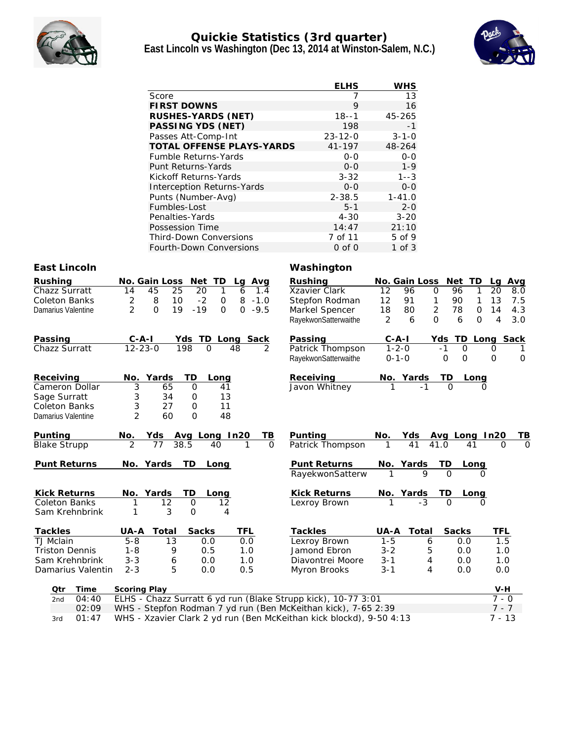# Quickie Statistics (3rd quarter)

## East Lincoln vs Washington (Dec 13, 2014 at Winston-Salem, N.C.)

| | ELHS | WHS |
|---|---|---|
| Score | 7 | 13 |
| **FIRST DOWNS** | 9 | 16 |
| **RUSHES-YARDS (NET)** | 18--1 | 45-265 |
| **PASSING YDS (NET)** | 198 | -1 |
| Passes Att-Comp-Int | 23-12-0 | 3-1-0 |
| **TOTAL OFFENSE PLAYS-YARDS** | 41-197 | 48-264 |
| Fumble Returns-Yards | 0-0 | 0-0 |
| Punt Returns-Yards | 0-0 | 1-9 |
| Kickoff Returns-Yards | 3-32 | 1--3 |
| Interception Returns-Yards | 0-0 | 0-0 |
| Punts (Number-Avg) | 2-38.5 | 1-41.0 |
| Fumbles-Lost | 5-1 | 2-0 |
| Penalties-Yards | 4-30 | 3-20 |
| Possession Time | 14:47 | 21:10 |
| Third-Down Conversions | 7 of 11 | 5 of 9 |
| Fourth-Down Conversions | 0 of 0 | 1 of 3 |

### East Lincoln

| Rushing | No. | Gain | Loss | Net | TD | Lg | Avg |
|---|---|---|---|---|---|---|---|
| Chazz Surratt | 14 | 45 | 25 | 20 | 1 | 6 | 1.4 |
| Coleton Banks | 2 | 8 | 10 | -2 | 0 | 8 | -1.0 |
| Damarius Valentine | 2 | 0 | 19 | -19 | 0 | 0 | -9.5 |

| Passing | C-A-I | Yds | TD | Long | Sack |
|---|---|---|---|---|---|
| Chazz Surratt | 12-23-0 | 198 | 0 | 48 | 2 |

| Receiving | No. | Yards | TD | Long |
|---|---|---|---|---|
| Cameron Dollar | 3 | 65 | 0 | 41 |
| Sage Surratt | 3 | 34 | 0 | 13 |
| Coleton Banks | 3 | 27 | 0 | 11 |
| Damarius Valentine | 2 | 60 | 0 | 48 |

| Punting | No. | Yds | Avg | Long | In20 | TB |
|---|---|---|---|---|---|---|
| Blake Strupp | 2 | 77 | 38.5 | 40 | 1 | 0 |

| Punt Returns | No. | Yards | TD | Long |
|---|---|---|---|---|

| Kick Returns | No. | Yards | TD | Long |
|---|---|---|---|---|
| Coleton Banks | 1 | 12 | 0 | 12 |
| Sam Krehnbrink | 1 | 3 | 0 | 4 |

| Tackles | UA-A | Total | Sacks | TFL |
|---|---|---|---|---|
| TJ Mclain | 5-8 | 13 | 0.0 | 0.0 |
| Triston Dennis | 1-8 | 9 | 0.5 | 1.0 |
| Sam Krehnbrink | 3-3 | 6 | 0.0 | 1.0 |
| Damarius Valentin | 2-3 | 5 | 0.0 | 0.5 |

### Washington

| Rushing | No. | Gain | Loss | Net | TD | Lg | Avg |
|---|---|---|---|---|---|---|---|
| Xzavier Clark | 12 | 96 | 0 | 96 | 1 | 20 | 8.0 |
| Stepfon Rodman | 12 | 91 | 1 | 90 | 1 | 13 | 7.5 |
| Markel Spencer | 18 | 80 | 2 | 78 | 0 | 14 | 4.3 |
| RayekwonSatterwaithe | 2 | 6 | 0 | 6 | 0 | 4 | 3.0 |

| Passing | C-A-I | Yds | TD | Long | Sack |
|---|---|---|---|---|---|
| Patrick Thompson | 1-2-0 | -1 | 0 | 0 | 1 |
| RayekwonSatterwaithe | 0-1-0 | 0 | 0 | 0 | 0 |

| Receiving | No. | Yards | TD | Long |
|---|---|---|---|---|
| Javon Whitney | 1 | -1 | 0 | 0 |

| Punting | No. | Yds | Avg | Long | In20 | TB |
|---|---|---|---|---|---|---|
| Patrick Thompson | 1 | 41 | 41.0 | 41 | 0 | 0 |

| Punt Returns | No. | Yards | TD | Long |
|---|---|---|---|---|
| RayekwonSatterw | 1 | 9 | 0 | 0 |

| Kick Returns | No. | Yards | TD | Long |
|---|---|---|---|---|
| Lexroy Brown | 1 | -3 | 0 | 0 |

| Tackles | UA-A | Total | Sacks | TFL |
|---|---|---|---|---|
| Lexroy Brown | 1-5 | 6 | 0.0 | 1.5 |
| Jamond Ebron | 3-2 | 5 | 0.0 | 1.0 |
| Diavontrei Moore | 3-1 | 4 | 0.0 | 1.0 |
| Myron Brooks | 3-1 | 4 | 0.0 | 0.0 |

| Qtr | Time | Scoring Play | V-H |
|---|---|---|---|
| 2nd | 04:40 | ELHS - Chazz Surratt 6 yd run (Blake Strupp kick), 10-77 3:01 | 7 - 0 |
| | 02:09 | WHS - Stepfon Rodman 7 yd run (Ben McKeithan kick), 7-65 2:39 | 7 - 7 |
| 3rd | 01:47 | WHS - Xzavier Clark 2 yd run (Ben McKeithan kick blockd), 9-50 4:13 | 7 - 13 |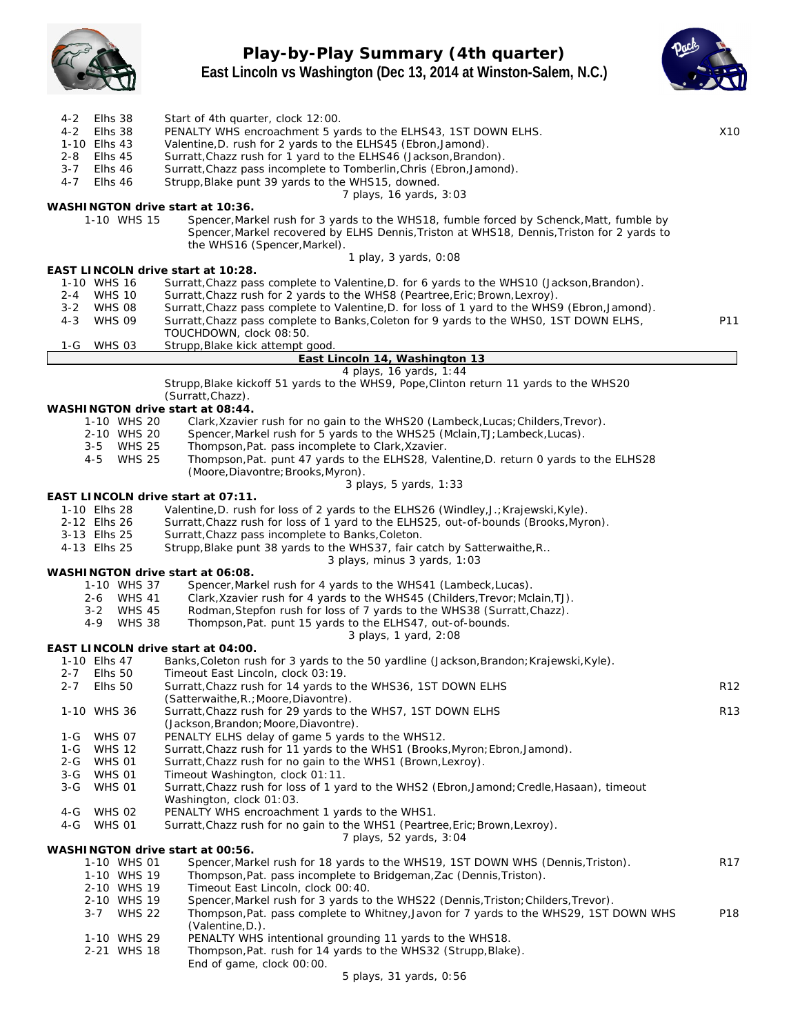# Play-by-Play Summary (4th quarter)

## East Lincoln vs Washington (Dec 13, 2014 at Winston-Salem, N.C.)

| | | | |
|---|---|---|---|
| 4-2 | Elhs 38 | Start of 4th quarter, clock 12:00. | |
| 4-2 | Elhs 38 | PENALTY WHS encroachment 5 yards to the ELHS43, 1ST DOWN ELHS. | X10 |
| 1-10 | Elhs 43 | Valentine,D. rush for 2 yards to the ELHS45 (Ebron,Jamond). | |
| 2-8 | Elhs 45 | Surratt,Chazz rush for 1 yard to the ELHS46 (Jackson,Brandon). | |
| 3-7 | Elhs 46 | Surratt,Chazz pass incomplete to Tomberlin,Chris (Ebron,Jamond). | |
| 4-7 | Elhs 46 | Strupp,Blake punt 39 yards to the WHS15, downed. | |
| | | 7 plays, 16 yards, 3:03 | |

**WASHINGTON drive start at 10:36.**

| | | | |
|---|---|---|---|
| 1-10 | WHS 15 | Spencer,Markel rush for 3 yards to the WHS18, fumble forced by Schenck,Matt, fumble by Spencer,Markel recovered by ELHS Dennis,Triston at WHS18, Dennis,Triston for 2 yards to the WHS16 (Spencer,Markel). | |
| | | 1 play, 3 yards, 0:08 | |

**EAST LINCOLN drive start at 10:28.**

| | | | |
|---|---|---|---|
| 1-10 | WHS 16 | Surratt,Chazz pass complete to Valentine,D. for 6 yards to the WHS10 (Jackson,Brandon). | |
| 2-4 | WHS 10 | Surratt,Chazz rush for 2 yards to the WHS8 (Peartree,Eric;Brown,Lexroy). | |
| 3-2 | WHS 08 | Surratt,Chazz pass complete to Valentine,D. for loss of 1 yard to the WHS9 (Ebron,Jamond). | |
| 4-3 | WHS 09 | Surratt,Chazz pass complete to Banks,Coleton for 9 yards to the WHS0, 1ST DOWN ELHS, TOUCHDOWN, clock 08:50. | P11 |
| 1-G | WHS 03 | Strupp,Blake kick attempt good. | |

**East Lincoln 14, Washington 13**

4 plays, 16 yards, 1:44

Strupp,Blake kickoff 51 yards to the WHS9, Pope,Clinton return 11 yards to the WHS20 (Surratt,Chazz).

**WASHINGTON drive start at 08:44.**

| | | | |
|---|---|---|---|
| 1-10 | WHS 20 | Clark,Xzavier rush for no gain to the WHS20 (Lambeck,Lucas;Childers,Trevor). | |
| 2-10 | WHS 20 | Spencer,Markel rush for 5 yards to the WHS25 (Mclain,TJ;Lambeck,Lucas). | |
| 3-5 | WHS 25 | Thompson,Pat. pass incomplete to Clark,Xzavier. | |
| 4-5 | WHS 25 | Thompson,Pat. punt 47 yards to the ELHS28, Valentine,D. return 0 yards to the ELHS28 (Moore,Diavontre;Brooks,Myron). | |
| | | 3 plays, 5 yards, 1:33 | |

**EAST LINCOLN drive start at 07:11.**

| | | | |
|---|---|---|---|
| 1-10 | Elhs 28 | Valentine,D. rush for loss of 2 yards to the ELHS26 (Windley,J.;Krajewski,Kyle). | |
| 2-12 | Elhs 26 | Surratt,Chazz rush for loss of 1 yard to the ELHS25, out-of-bounds (Brooks,Myron). | |
| 3-13 | Elhs 25 | Surratt,Chazz pass incomplete to Banks,Coleton. | |
| 4-13 | Elhs 25 | Strupp,Blake punt 38 yards to the WHS37, fair catch by Satterwaithe,R.. | |
| | | 3 plays, minus 3 yards, 1:03 | |

**WASHINGTON drive start at 06:08.**

| | | | |
|---|---|---|---|
| 1-10 | WHS 37 | Spencer,Markel rush for 4 yards to the WHS41 (Lambeck,Lucas). | |
| 2-6 | WHS 41 | Clark,Xzavier rush for 4 yards to the WHS45 (Childers,Trevor;Mclain,TJ). | |
| 3-2 | WHS 45 | Rodman,Stepfon rush for loss of 7 yards to the WHS38 (Surratt,Chazz). | |
| 4-9 | WHS 38 | Thompson,Pat. punt 15 yards to the ELHS47, out-of-bounds. | |
| | | 3 plays, 1 yard, 2:08 | |

**EAST LINCOLN drive start at 04:00.**

| | | | |
|---|---|---|---|
| 1-10 | Elhs 47 | Banks,Coleton rush for 3 yards to the 50 yardline (Jackson,Brandon;Krajewski,Kyle). | |
| 2-7 | Elhs 50 | Timeout East Lincoln, clock 03:19. | |
| 2-7 | Elhs 50 | Surratt,Chazz rush for 14 yards to the WHS36, 1ST DOWN ELHS (Satterwaithe,R.;Moore,Diavontre). | R12 |
| 1-10 | WHS 36 | Surratt,Chazz rush for 29 yards to the WHS7, 1ST DOWN ELHS (Jackson,Brandon;Moore,Diavontre). | R13 |
| 1-G | WHS 07 | PENALTY ELHS delay of game 5 yards to the WHS12. | |
| 1-G | WHS 12 | Surratt,Chazz rush for 11 yards to the WHS1 (Brooks,Myron;Ebron,Jamond). | |
| 2-G | WHS 01 | Surratt,Chazz rush for no gain to the WHS1 (Brown,Lexroy). | |
| 3-G | WHS 01 | Timeout Washington, clock 01:11. | |
| 3-G | WHS 01 | Surratt,Chazz rush for loss of 1 yard to the WHS2 (Ebron,Jamond;Credle,Hasaan), timeout Washington, clock 01:03. | |
| 4-G | WHS 02 | PENALTY WHS encroachment 1 yards to the WHS1. | |
| 4-G | WHS 01 | Surratt,Chazz rush for no gain to the WHS1 (Peartree,Eric;Brown,Lexroy). | |
| | | 7 plays, 52 yards, 3:04 | |

**WASHINGTON drive start at 00:56.**

| | | | |
|---|---|---|---|
| 1-10 | WHS 01 | Spencer,Markel rush for 18 yards to the WHS19, 1ST DOWN WHS (Dennis,Triston). | R17 |
| 1-10 | WHS 19 | Thompson,Pat. pass incomplete to Bridgeman,Zac (Dennis,Triston). | |
| 2-10 | WHS 19 | Timeout East Lincoln, clock 00:40. | |
| 2-10 | WHS 19 | Spencer,Markel rush for 3 yards to the WHS22 (Dennis,Triston;Childers,Trevor). | |
| 3-7 | WHS 22 | Thompson,Pat. pass complete to Whitney,Javon for 7 yards to the WHS29, 1ST DOWN WHS (Valentine,D.). | P18 |
| 1-10 | WHS 29 | PENALTY WHS intentional grounding 11 yards to the WHS18. | |
| 2-21 | WHS 18 | Thompson,Pat. rush for 14 yards to the WHS32 (Strupp,Blake). End of game, clock 00:00. | |
| | | 5 plays, 31 yards, 0:56 | |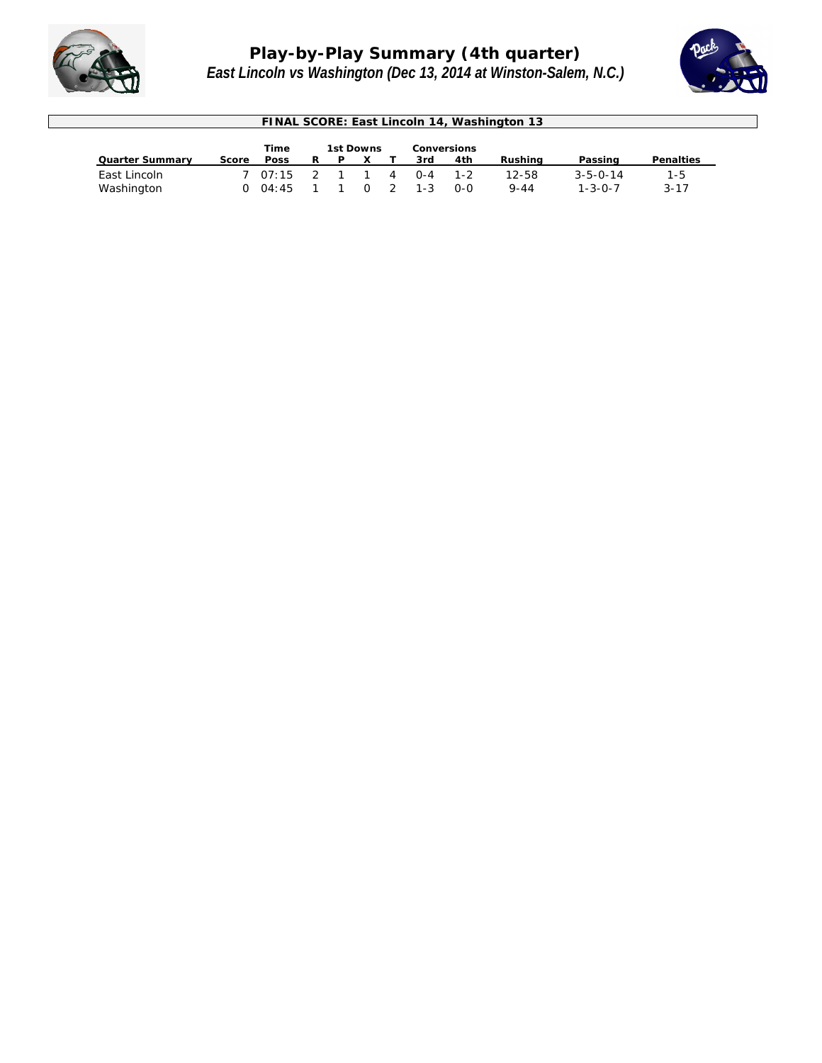# Play-by-Play Summary (4th quarter)

***East Lincoln vs Washington (Dec 13, 2014 at Winston-Salem, N.C.)***

**FINAL SCORE: East Lincoln 14, Washington 13**

| Quarter Summary | Score | Time Poss | 1st Downs R | P | X | T | Conversions 3rd | 4th | Rushing | Passing | Penalties |
|---|---|---|---|---|---|---|---|---|---|---|---|
| East Lincoln | 7 | 07:15 | 2 | 1 | 1 | 4 | 0-4 | 1-2 | 12-58 | 3-5-0-14 | 1-5 |
| Washington | 0 | 04:45 | 1 | 1 | 0 | 2 | 1-3 | 0-0 | 9-44 | 1-3-0-7 | 3-17 |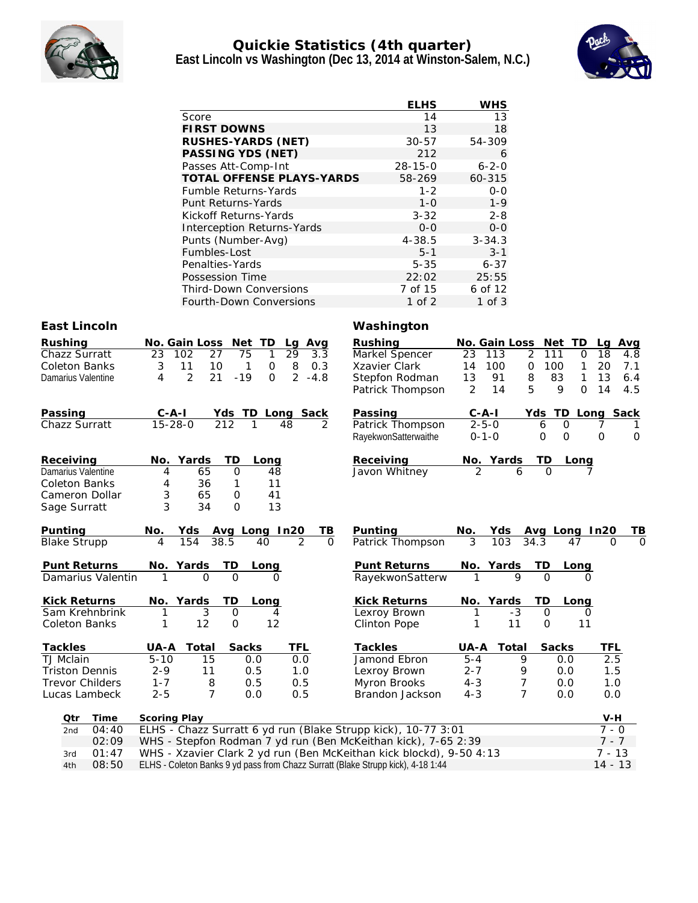# Quickie Statistics (4th quarter)

**East Lincoln vs Washington (Dec 13, 2014 at Winston-Salem, N.C.)**

| | ELHS | WHS |
|---|---|---|
| Score | 14 | 13 |
| **FIRST DOWNS** | 13 | 18 |
| **RUSHES-YARDS (NET)** | 30-57 | 54-309 |
| **PASSING YDS (NET)** | 212 | 6 |
| Passes Att-Comp-Int | 28-15-0 | 6-2-0 |
| **TOTAL OFFENSE PLAYS-YARDS** | 58-269 | 60-315 |
| Fumble Returns-Yards | 1-2 | 0-0 |
| Punt Returns-Yards | 1-0 | 1-9 |
| Kickoff Returns-Yards | 3-32 | 2-8 |
| Interception Returns-Yards | 0-0 | 0-0 |
| Punts (Number-Avg) | 4-38.5 | 3-34.3 |
| Fumbles-Lost | 5-1 | 3-1 |
| Penalties-Yards | 5-35 | 6-37 |
| Possession Time | 22:02 | 25:55 |
| Third-Down Conversions | 7 of 15 | 6 of 12 |
| Fourth-Down Conversions | 1 of 2 | 1 of 3 |

## East Lincoln

| Rushing | No. | Gain | Loss | Net | TD | Lg | Avg |
|---|---|---|---|---|---|---|---|
| Chazz Surratt | 23 | 102 | 27 | 75 | 1 | 29 | 3.3 |
| Coleton Banks | 3 | 11 | 10 | 1 | 0 | 8 | 0.3 |
| Damarius Valentine | 4 | 2 | 21 | -19 | 0 | 2 | -4.8 |

| Passing | C-A-I | Yds | TD | Long | Sack |
|---|---|---|---|---|---|
| Chazz Surratt | 15-28-0 | 212 | 1 | 48 | 2 |

| Receiving | No. | Yards | TD | Long |
|---|---|---|---|---|
| Damarius Valentine | 4 | 65 | 0 | 48 |
| Coleton Banks | 4 | 36 | 1 | 11 |
| Cameron Dollar | 3 | 65 | 0 | 41 |
| Sage Surratt | 3 | 34 | 0 | 13 |

| Punting | No. | Yds | Avg | Long | In20 | TB |
|---|---|---|---|---|---|---|
| Blake Strupp | 4 | 154 | 38.5 | 40 | 2 | 0 |

| Punt Returns | No. | Yards | TD | Long |
|---|---|---|---|---|
| Damarius Valentin | 1 | 0 | 0 | 0 |

| Kick Returns | No. | Yards | TD | Long |
|---|---|---|---|---|
| Sam Krehnbrink | 1 | 3 | 0 | 4 |
| Coleton Banks | 1 | 12 | 0 | 12 |

| Tackles | UA-A | Total | Sacks | TFL |
|---|---|---|---|---|
| TJ Mclain | 5-10 | 15 | 0.0 | 0.0 |
| Triston Dennis | 2-9 | 11 | 0.5 | 1.0 |
| Trevor Childers | 1-7 | 8 | 0.5 | 0.5 |
| Lucas Lambeck | 2-5 | 7 | 0.0 | 0.5 |

## Washington

| Rushing | No. | Gain | Loss | Net | TD | Lg | Avg |
|---|---|---|---|---|---|---|---|
| Markel Spencer | 23 | 113 | 2 | 111 | 0 | 18 | 4.8 |
| Xzavier Clark | 14 | 100 | 0 | 100 | 1 | 20 | 7.1 |
| Stepfon Rodman | 13 | 91 | 8 | 83 | 1 | 13 | 6.4 |
| Patrick Thompson | 2 | 14 | 5 | 9 | 0 | 14 | 4.5 |

| Passing | C-A-I | Yds | TD | Long | Sack |
|---|---|---|---|---|---|
| Patrick Thompson | 2-5-0 | 6 | 0 | 7 | 1 |
| RayekwonSatterwaithe | 0-1-0 | 0 | 0 | 0 | 0 |

| Receiving | No. | Yards | TD | Long |
|---|---|---|---|---|
| Javon Whitney | 2 | 6 | 0 | 7 |

| Punting | No. | Yds | Avg | Long | In20 | TB |
|---|---|---|---|---|---|---|
| Patrick Thompson | 3 | 103 | 34.3 | 47 | 0 | 0 |

| Punt Returns | No. | Yards | TD | Long |
|---|---|---|---|---|
| RayekwonSatterw | 1 | 9 | 0 | 0 |

| Kick Returns | No. | Yards | TD | Long |
|---|---|---|---|---|
| Lexroy Brown | 1 | -3 | 0 | 0 |
| Clinton Pope | 1 | 11 | 0 | 11 |

| Tackles | UA-A | Total | Sacks | TFL |
|---|---|---|---|---|
| Jamond Ebron | 5-4 | 9 | 0.0 | 2.5 |
| Lexroy Brown | 2-7 | 9 | 0.0 | 1.5 |
| Myron Brooks | 4-3 | 7 | 0.0 | 1.0 |
| Brandon Jackson | 4-3 | 7 | 0.0 | 0.0 |

| Qtr | Time | Scoring Play | V-H |
|---|---|---|---|
| 2nd | 04:40 | ELHS - Chazz Surratt 6 yd run (Blake Strupp kick), 10-77 3:01 | 7 - 0 |
| | 02:09 | WHS - Stepfon Rodman 7 yd run (Ben McKeithan kick), 7-65 2:39 | 7 - 7 |
| 3rd | 01:47 | WHS - Xzavier Clark 2 yd run (Ben McKeithan kick blockd), 9-50 4:13 | 7 - 13 |
| 4th | 08:50 | ELHS - Coleton Banks 9 yd pass from Chazz Surratt (Blake Strupp kick), 4-18 1:44 | 14 - 13 |